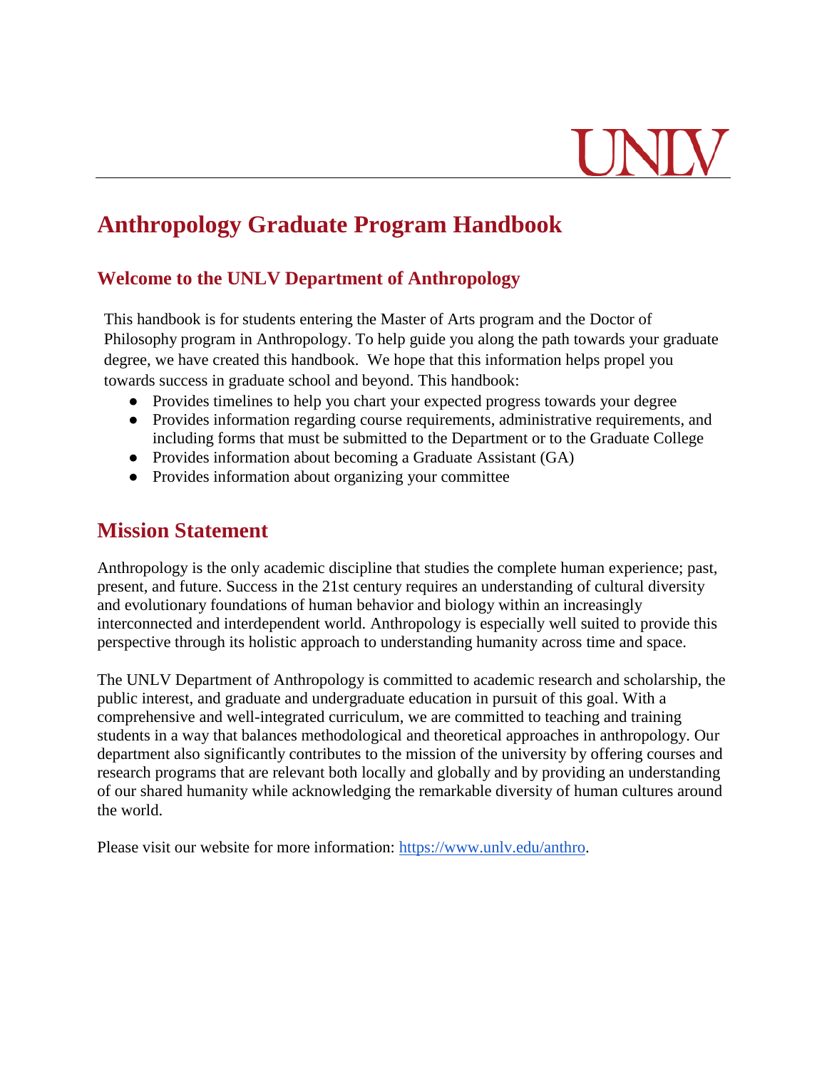# Anthropology Graduate Program Handbook

## Welcome to the UNLV Department of Anthropology

This handbook is for students entering the Master of Arts program and the Doctor of Philosophy program in Anthropology. To help guide you along the path towards your graduate degree, we have created this handbook. We hope that this information helps propel you towards success in graduate school and beyond. This handbook:

- Provides timelines to help you chart your expected progress towards your degree
- Provides information regarding course requirements, administrative requirements, and including forms that must be submitted to the Department or to the Graduate College
- Provides information about becoming a Graduate Assistant (GA)
- Provides information about organizing your committee

## Mission Statement

Anthropology is the only academic discipline that studies the complete human experience; past, present, and future. Success in the 21st century requires an understanding of cultural diversity and evolutionary foundations of human behavior and biology within an increasingly interconnected and interdependent world. Anthropology is especially well suited to provide this perspective through its holistic approach to understanding humanity across time and space.

The UNLV Department of Anthropology is committed to academic research and scholarship, the public interest, and graduate and undergraduate education in pursuit of this goal. With a comprehensive and well-integrated curriculum, we are committed to teaching and training students in a way that balances methodological and theoretical approaches in anthropology. Our department also significantly contributes to the mission of the university by offering courses and research programs that are relevant both locally and globally and by providing an understanding of our shared humanity while acknowledging the remarkable diversity of human cultures around the world.

Please visit our website for more information: [https://www.unlv.edu/anthro](https://www.unlv.edu/anthro).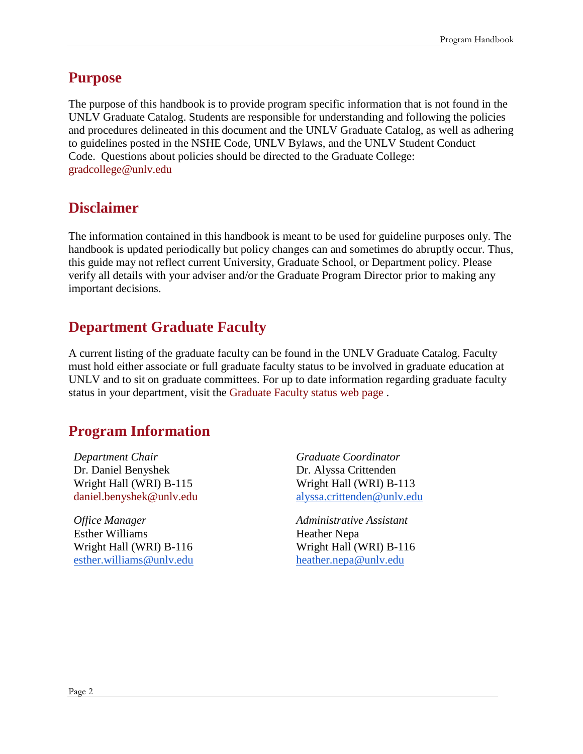## Purpose

The purpose of this handbook is to provide program specific information that is not found in the UNLV Graduate Catalog. Students are responsible for understanding and following the policies and procedures delineated in this document and the UNLV Graduate Catalog, as well as adhering to guidelines posted in the NSHE Code, UNLV Bylaws, and the UNLV Student Conduct Code. Questions about policies should be directed to the Graduate College: gradcollege@unlv.edu

## Disclaimer

The information contained in this handbook is meant to be used for guideline purposes only. The handbook is updated periodically but policy changes can and sometimes do abruptly occur. Thus, this guide may not reflect current University, Graduate School, or Department policy. Please verify all details with your adviser and/or the Graduate Program Director prior to making any important decisions.

## Department Graduate Faculty

A current listing of the graduate faculty can be found in the UNLV Graduate Catalog. Faculty must hold either associate or full graduate faculty status to be involved in graduate education at UNLV and to sit on graduate committees. For up to date information regarding graduate faculty status in your department, visit the Graduate Faculty status web page .

## Program Information

*Department Chair*
Dr. Daniel Benyshek
Wright Hall (WRI) B-115
daniel.benyshek@unlv.edu

*Graduate Coordinator*
Dr. Alyssa Crittenden
Wright Hall (WRI) B-113
alyssa.crittenden@unlv.edu

*Office Manager*
Esther Williams
Wright Hall (WRI) B-116
esther.williams@unlv.edu

*Administrative Assistant*
Heather Nepa
Wright Hall (WRI) B-116
heather.nepa@unlv.edu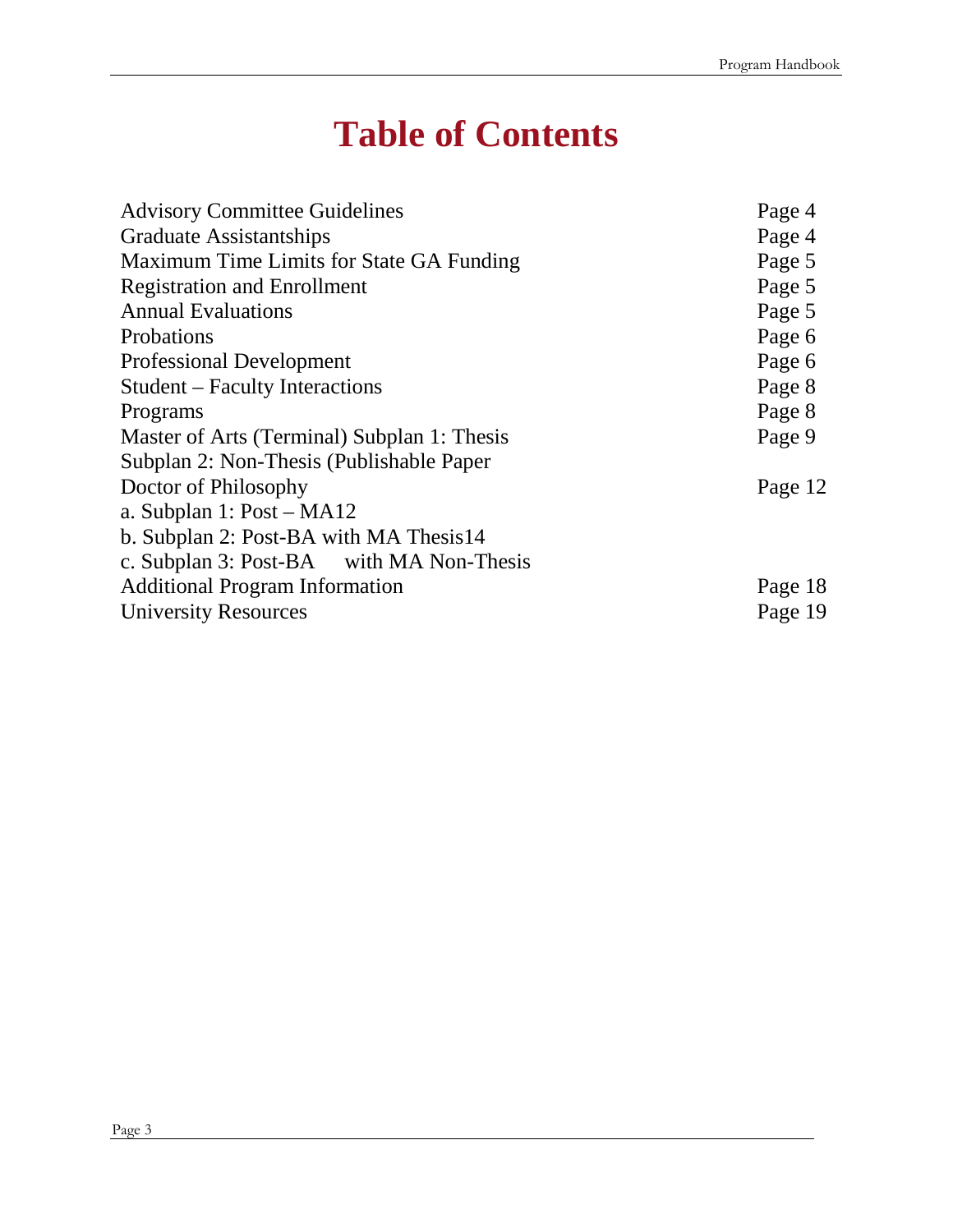# Table of Contents

| | |
|---|---|
| Advisory Committee Guidelines | Page 4 |
| Graduate Assistantships | Page 4 |
| Maximum Time Limits for State GA Funding | Page 5 |
| Registration and Enrollment | Page 5 |
| Annual Evaluations | Page 5 |
| Probations | Page 6 |
| Professional Development | Page 6 |
| Student – Faculty Interactions | Page 8 |
| Programs | Page 8 |
| Master of Arts (Terminal) Subplan 1: Thesis | Page 9 |
| Subplan 2: Non-Thesis (Publishable Paper | |
| Doctor of Philosophy | Page 12 |
| a. Subplan 1: Post – MA12 | |
| b. Subplan 2: Post-BA with MA Thesis14 | |
| c. Subplan 3: Post-BA with MA Non-Thesis | |
| Additional Program Information | Page 18 |
| University Resources | Page 19 |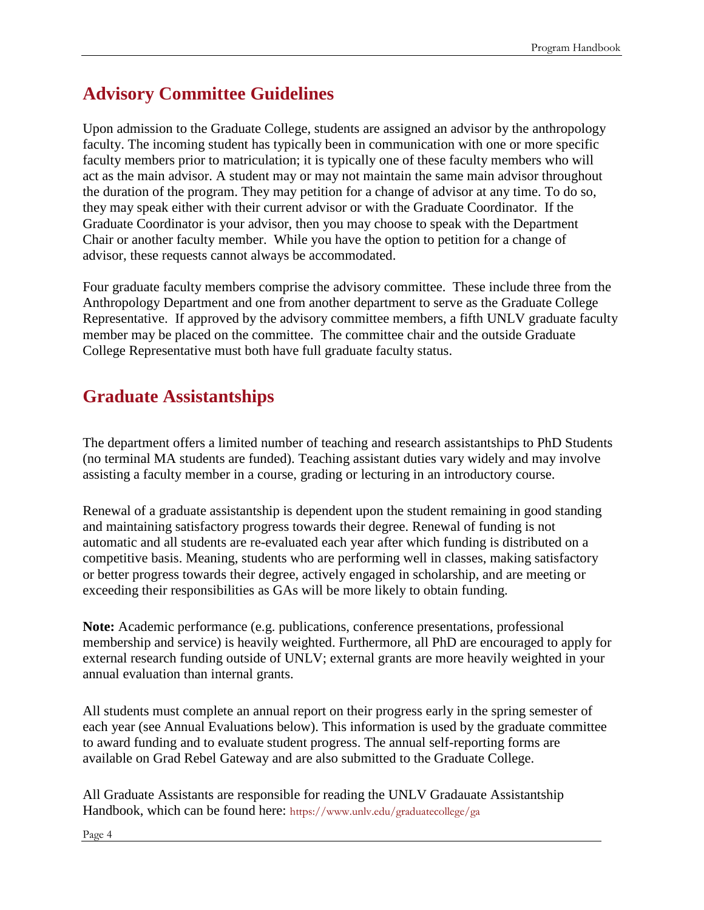## Advisory Committee Guidelines

Upon admission to the Graduate College, students are assigned an advisor by the anthropology faculty. The incoming student has typically been in communication with one or more specific faculty members prior to matriculation; it is typically one of these faculty members who will act as the main advisor. A student may or may not maintain the same main advisor throughout the duration of the program. They may petition for a change of advisor at any time. To do so, they may speak either with their current advisor or with the Graduate Coordinator. If the Graduate Coordinator is your advisor, then you may choose to speak with the Department Chair or another faculty member. While you have the option to petition for a change of advisor, these requests cannot always be accommodated.

Four graduate faculty members comprise the advisory committee. These include three from the Anthropology Department and one from another department to serve as the Graduate College Representative. If approved by the advisory committee members, a fifth UNLV graduate faculty member may be placed on the committee. The committee chair and the outside Graduate College Representative must both have full graduate faculty status.

## Graduate Assistantships

The department offers a limited number of teaching and research assistantships to PhD Students (no terminal MA students are funded). Teaching assistant duties vary widely and may involve assisting a faculty member in a course, grading or lecturing in an introductory course.

Renewal of a graduate assistantship is dependent upon the student remaining in good standing and maintaining satisfactory progress towards their degree. Renewal of funding is not automatic and all students are re-evaluated each year after which funding is distributed on a competitive basis. Meaning, students who are performing well in classes, making satisfactory or better progress towards their degree, actively engaged in scholarship, and are meeting or exceeding their responsibilities as GAs will be more likely to obtain funding.

**Note:** Academic performance (e.g. publications, conference presentations, professional membership and service) is heavily weighted. Furthermore, all PhD are encouraged to apply for external research funding outside of UNLV; external grants are more heavily weighted in your annual evaluation than internal grants.

All students must complete an annual report on their progress early in the spring semester of each year (see Annual Evaluations below). This information is used by the graduate committee to award funding and to evaluate student progress. The annual self-reporting forms are available on Grad Rebel Gateway and are also submitted to the Graduate College.

All Graduate Assistants are responsible for reading the UNLV Gradauate Assistantship Handbook, which can be found here: https://www.unlv.edu/graduatecollege/ga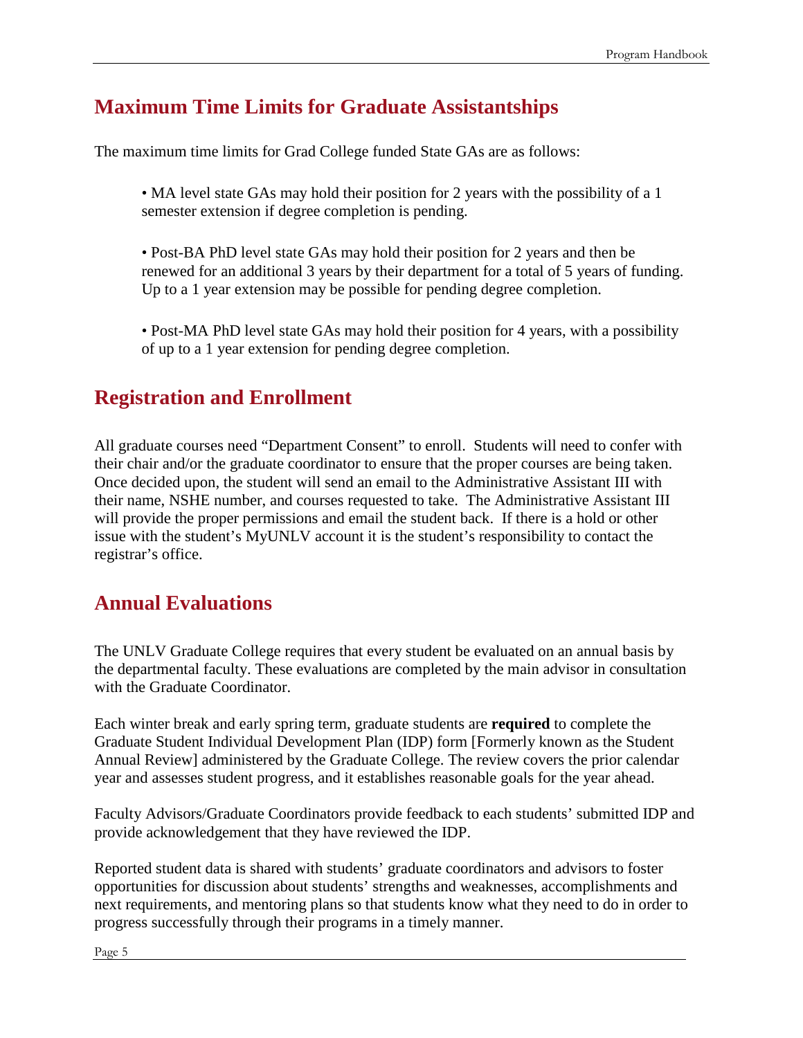## Maximum Time Limits for Graduate Assistantships

The maximum time limits for Grad College funded State GAs are as follows:

- MA level state GAs may hold their position for 2 years with the possibility of a 1 semester extension if degree completion is pending.

- Post-BA PhD level state GAs may hold their position for 2 years and then be renewed for an additional 3 years by their department for a total of 5 years of funding. Up to a 1 year extension may be possible for pending degree completion.

- Post-MA PhD level state GAs may hold their position for 4 years, with a possibility of up to a 1 year extension for pending degree completion.

## Registration and Enrollment

All graduate courses need "Department Consent" to enroll. Students will need to confer with their chair and/or the graduate coordinator to ensure that the proper courses are being taken. Once decided upon, the student will send an email to the Administrative Assistant III with their name, NSHE number, and courses requested to take. The Administrative Assistant III will provide the proper permissions and email the student back. If there is a hold or other issue with the student's MyUNLV account it is the student's responsibility to contact the registrar's office.

## Annual Evaluations

The UNLV Graduate College requires that every student be evaluated on an annual basis by the departmental faculty. These evaluations are completed by the main advisor in consultation with the Graduate Coordinator.

Each winter break and early spring term, graduate students are **required** to complete the Graduate Student Individual Development Plan (IDP) form [Formerly known as the Student Annual Review] administered by the Graduate College. The review covers the prior calendar year and assesses student progress, and it establishes reasonable goals for the year ahead.

Faculty Advisors/Graduate Coordinators provide feedback to each students' submitted IDP and provide acknowledgement that they have reviewed the IDP.

Reported student data is shared with students' graduate coordinators and advisors to foster opportunities for discussion about students' strengths and weaknesses, accomplishments and next requirements, and mentoring plans so that students know what they need to do in order to progress successfully through their programs in a timely manner.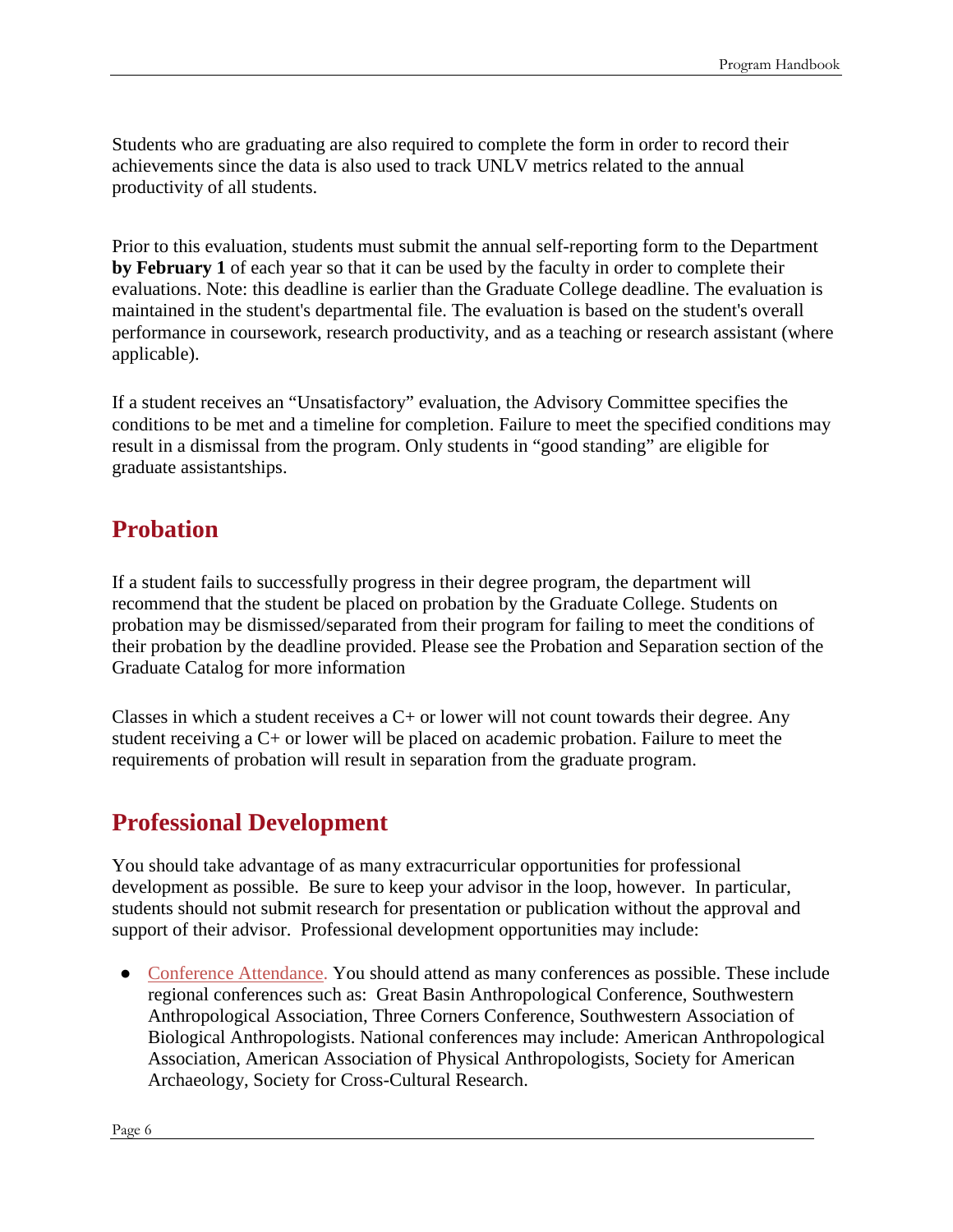Students who are graduating are also required to complete the form in order to record their achievements since the data is also used to track UNLV metrics related to the annual productivity of all students.

Prior to this evaluation, students must submit the annual self-reporting form to the Department **by February 1** of each year so that it can be used by the faculty in order to complete their evaluations. Note: this deadline is earlier than the Graduate College deadline. The evaluation is maintained in the student's departmental file. The evaluation is based on the student's overall performance in coursework, research productivity, and as a teaching or research assistant (where applicable).

If a student receives an "Unsatisfactory" evaluation, the Advisory Committee specifies the conditions to be met and a timeline for completion. Failure to meet the specified conditions may result in a dismissal from the program. Only students in "good standing" are eligible for graduate assistantships.

## Probation

If a student fails to successfully progress in their degree program, the department will recommend that the student be placed on probation by the Graduate College. Students on probation may be dismissed/separated from their program for failing to meet the conditions of their probation by the deadline provided. Please see the Probation and Separation section of the Graduate Catalog for more information

Classes in which a student receives a C+ or lower will not count towards their degree. Any student receiving a C+ or lower will be placed on academic probation. Failure to meet the requirements of probation will result in separation from the graduate program.

## Professional Development

You should take advantage of as many extracurricular opportunities for professional development as possible. Be sure to keep your advisor in the loop, however. In particular, students should not submit research for presentation or publication without the approval and support of their advisor. Professional development opportunities may include:

- Conference Attendance. You should attend as many conferences as possible. These include regional conferences such as: Great Basin Anthropological Conference, Southwestern Anthropological Association, Three Corners Conference, Southwestern Association of Biological Anthropologists. National conferences may include: American Anthropological Association, American Association of Physical Anthropologists, Society for American Archaeology, Society for Cross-Cultural Research.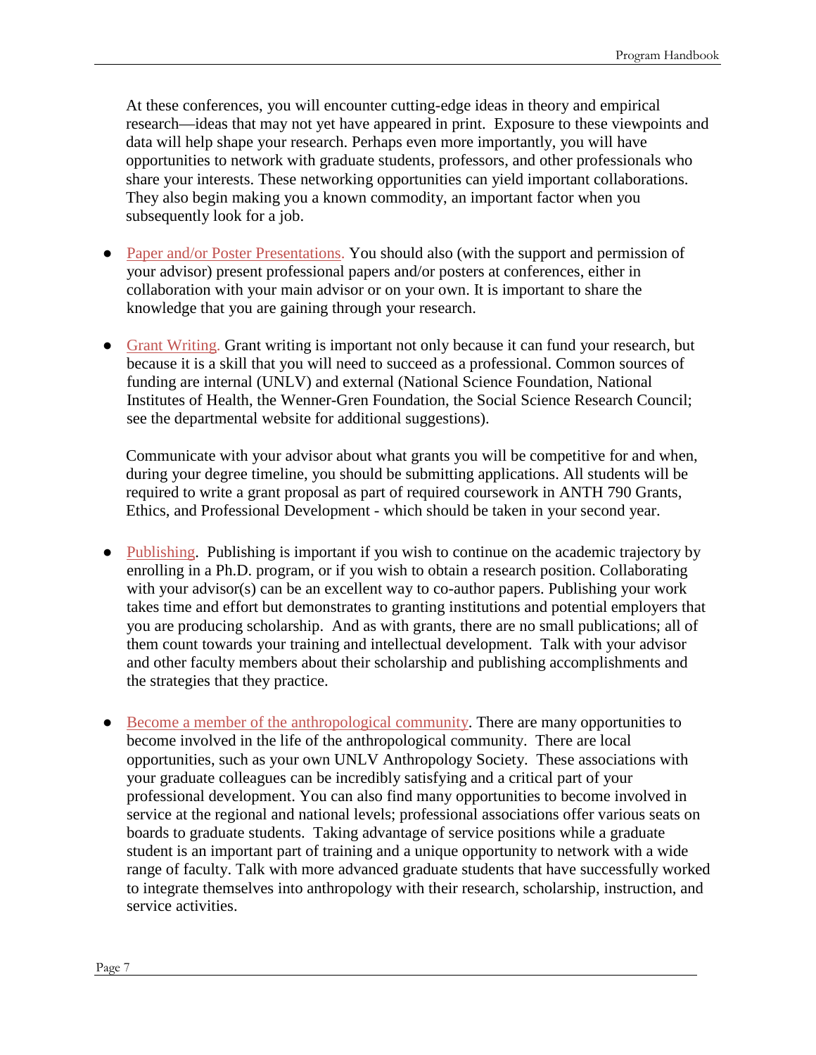At these conferences, you will encounter cutting-edge ideas in theory and empirical research—ideas that may not yet have appeared in print. Exposure to these viewpoints and data will help shape your research. Perhaps even more importantly, you will have opportunities to network with graduate students, professors, and other professionals who share your interests. These networking opportunities can yield important collaborations. They also begin making you a known commodity, an important factor when you subsequently look for a job.

- Paper and/or Poster Presentations. You should also (with the support and permission of your advisor) present professional papers and/or posters at conferences, either in collaboration with your main advisor or on your own. It is important to share the knowledge that you are gaining through your research.

- Grant Writing. Grant writing is important not only because it can fund your research, but because it is a skill that you will need to succeed as a professional. Common sources of funding are internal (UNLV) and external (National Science Foundation, National Institutes of Health, the Wenner-Gren Foundation, the Social Science Research Council; see the departmental website for additional suggestions).

  Communicate with your advisor about what grants you will be competitive for and when, during your degree timeline, you should be submitting applications. All students will be required to write a grant proposal as part of required coursework in ANTH 790 Grants, Ethics, and Professional Development - which should be taken in your second year.

- Publishing. Publishing is important if you wish to continue on the academic trajectory by enrolling in a Ph.D. program, or if you wish to obtain a research position. Collaborating with your advisor(s) can be an excellent way to co-author papers. Publishing your work takes time and effort but demonstrates to granting institutions and potential employers that you are producing scholarship. And as with grants, there are no small publications; all of them count towards your training and intellectual development. Talk with your advisor and other faculty members about their scholarship and publishing accomplishments and the strategies that they practice.

- Become a member of the anthropological community. There are many opportunities to become involved in the life of the anthropological community. There are local opportunities, such as your own UNLV Anthropology Society. These associations with your graduate colleagues can be incredibly satisfying and a critical part of your professional development. You can also find many opportunities to become involved in service at the regional and national levels; professional associations offer various seats on boards to graduate students. Taking advantage of service positions while a graduate student is an important part of training and a unique opportunity to network with a wide range of faculty. Talk with more advanced graduate students that have successfully worked to integrate themselves into anthropology with their research, scholarship, instruction, and service activities.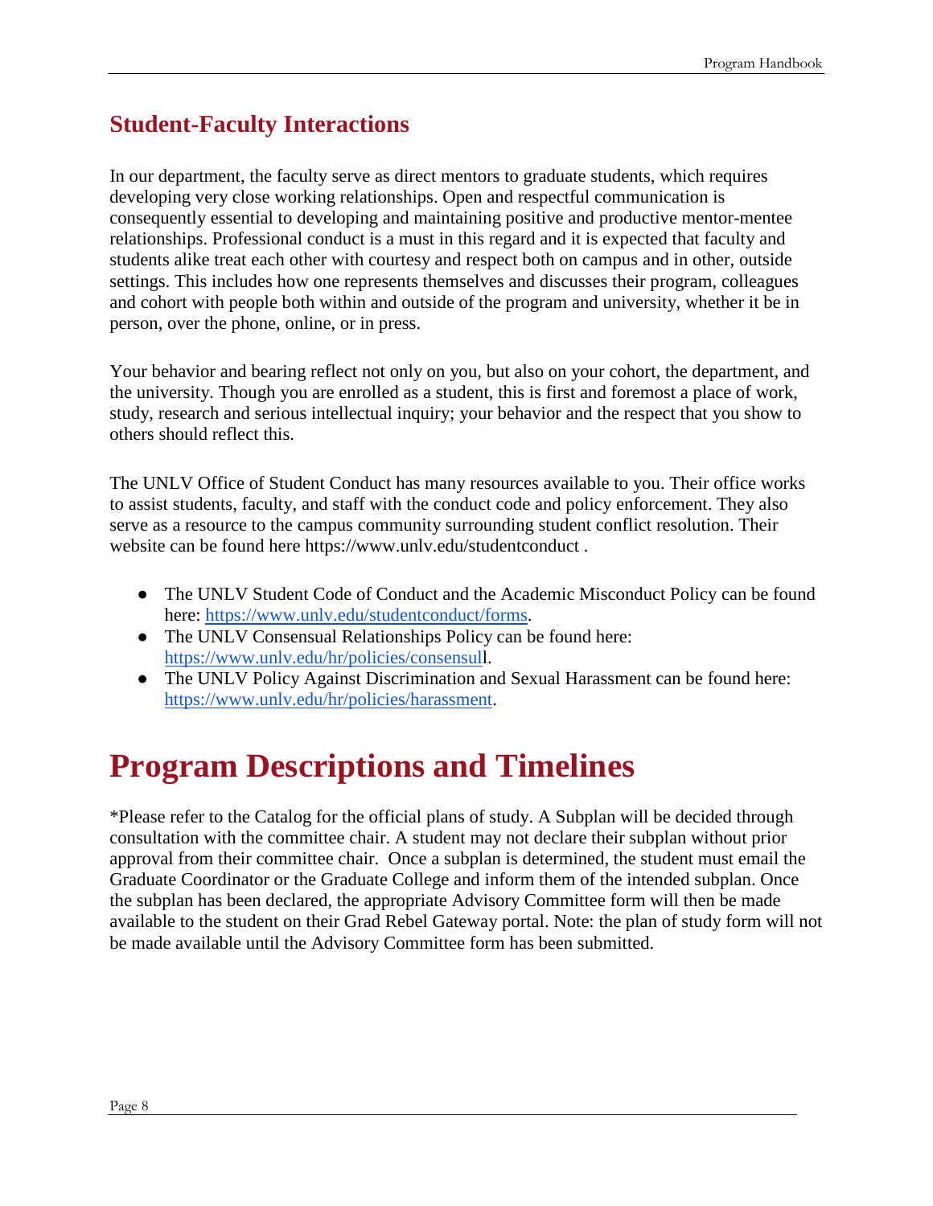## Student-Faculty Interactions

In our department, the faculty serve as direct mentors to graduate students, which requires developing very close working relationships. Open and respectful communication is consequently essential to developing and maintaining positive and productive mentor-mentee relationships. Professional conduct is a must in this regard and it is expected that faculty and students alike treat each other with courtesy and respect both on campus and in other, outside settings. This includes how one represents themselves and discusses their program, colleagues and cohort with people both within and outside of the program and university, whether it be in person, over the phone, online, or in press.

Your behavior and bearing reflect not only on you, but also on your cohort, the department, and the university. Though you are enrolled as a student, this is first and foremost a place of work, study, research and serious intellectual inquiry; your behavior and the respect that you show to others should reflect this.

The UNLV Office of Student Conduct has many resources available to you. Their office works to assist students, faculty, and staff with the conduct code and policy enforcement. They also serve as a resource to the campus community surrounding student conflict resolution. Their website can be found here https://www.unlv.edu/studentconduct .

- The UNLV Student Code of Conduct and the Academic Misconduct Policy can be found here: https://www.unlv.edu/studentconduct/forms.
- The UNLV Consensual Relationships Policy can be found here: https://www.unlv.edu/hr/policies/consensull.
- The UNLV Policy Against Discrimination and Sexual Harassment can be found here: https://www.unlv.edu/hr/policies/harassment.

# Program Descriptions and Timelines

*Please refer to the Catalog for the official plans of study. A Subplan will be decided through consultation with the committee chair. A student may not declare their subplan without prior approval from their committee chair. Once a subplan is determined, the student must email the Graduate Coordinator or the Graduate College and inform them of the intended subplan. Once the subplan has been declared, the appropriate Advisory Committee form will then be made available to the student on their Grad Rebel Gateway portal. Note: the plan of study form will not be made available until the Advisory Committee form has been submitted.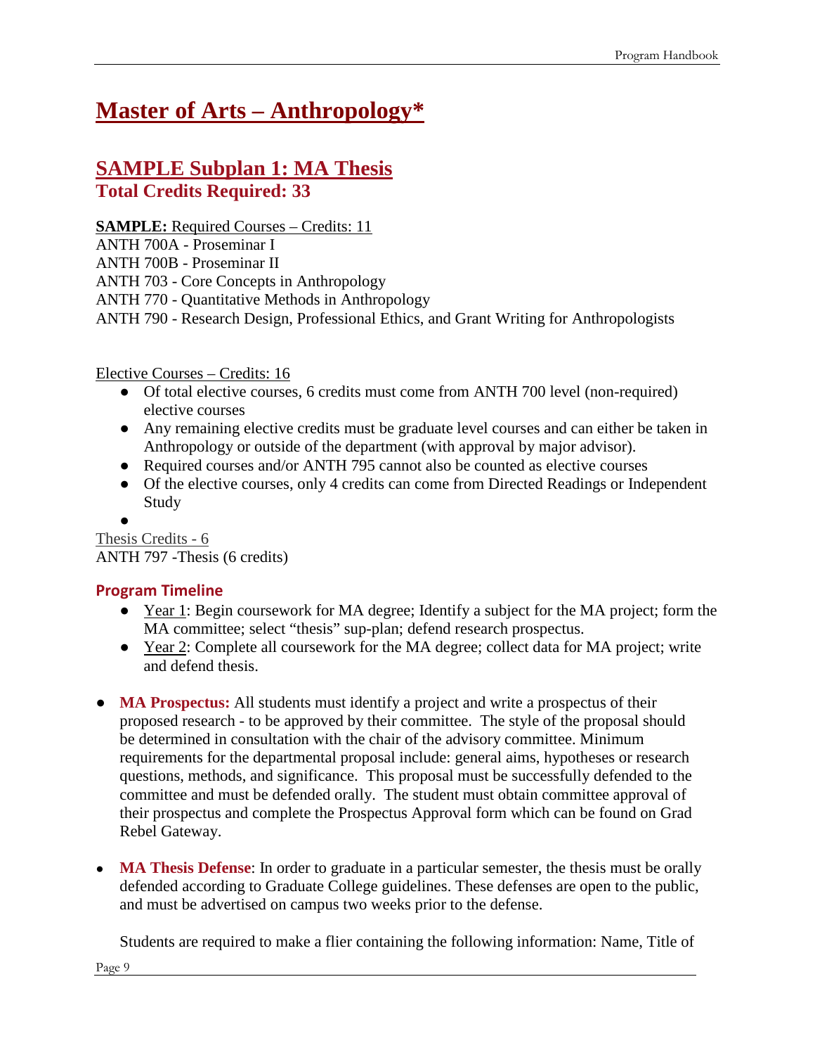# Master of Arts – Anthropology*

## SAMPLE Subplan 1: MA Thesis

### Total Credits Required: 33

**SAMPLE:** Required Courses – Credits: 11

ANTH 700A - Proseminar I
ANTH 700B - Proseminar II
ANTH 703 - Core Concepts in Anthropology
ANTH 770 - Quantitative Methods in Anthropology
ANTH 790 - Research Design, Professional Ethics, and Grant Writing for Anthropologists

Elective Courses – Credits: 16

- Of total elective courses, 6 credits must come from ANTH 700 level (non-required) elective courses
- Any remaining elective credits must be graduate level courses and can either be taken in Anthropology or outside of the department (with approval by major advisor).
- Required courses and/or ANTH 795 cannot also be counted as elective courses
- Of the elective courses, only 4 credits can come from Directed Readings or Independent Study

Thesis Credits - 6

ANTH 797 -Thesis (6 credits)

### Program Timeline

- Year 1: Begin coursework for MA degree; Identify a subject for the MA project; form the MA committee; select "thesis" sup-plan; defend research prospectus.
- Year 2: Complete all coursework for the MA degree; collect data for MA project; write and defend thesis.

- **MA Prospectus:** All students must identify a project and write a prospectus of their proposed research - to be approved by their committee. The style of the proposal should be determined in consultation with the chair of the advisory committee. Minimum requirements for the departmental proposal include: general aims, hypotheses or research questions, methods, and significance. This proposal must be successfully defended to the committee and must be defended orally. The student must obtain committee approval of their prospectus and complete the Prospectus Approval form which can be found on Grad Rebel Gateway.

- **MA Thesis Defense**: In order to graduate in a particular semester, the thesis must be orally defended according to Graduate College guidelines. These defenses are open to the public, and must be advertised on campus two weeks prior to the defense.

  Students are required to make a flier containing the following information: Name, Title of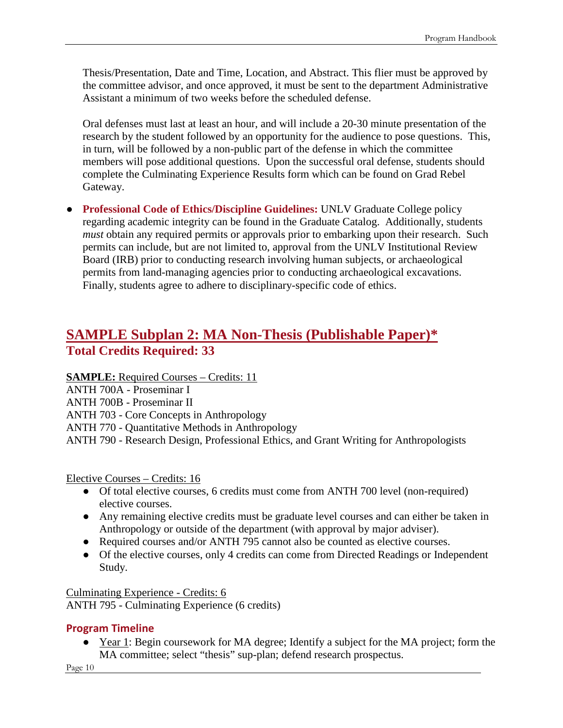Thesis/Presentation, Date and Time, Location, and Abstract. This flier must be approved by the committee advisor, and once approved, it must be sent to the department Administrative Assistant a minimum of two weeks before the scheduled defense.

Oral defenses must last at least an hour, and will include a 20-30 minute presentation of the research by the student followed by an opportunity for the audience to pose questions. This, in turn, will be followed by a non-public part of the defense in which the committee members will pose additional questions. Upon the successful oral defense, students should complete the Culminating Experience Results form which can be found on Grad Rebel Gateway.

- **Professional Code of Ethics/Discipline Guidelines:** UNLV Graduate College policy regarding academic integrity can be found in the Graduate Catalog. Additionally, students *must* obtain any required permits or approvals prior to embarking upon their research. Such permits can include, but are not limited to, approval from the UNLV Institutional Review Board (IRB) prior to conducting research involving human subjects, or archaeological permits from land-managing agencies prior to conducting archaeological excavations. Finally, students agree to adhere to disciplinary-specific code of ethics.

## SAMPLE Subplan 2: MA Non-Thesis (Publishable Paper)*

### Total Credits Required: 33

**SAMPLE:** Required Courses – Credits: 11

ANTH 700A - Proseminar I
ANTH 700B - Proseminar II
ANTH 703 - Core Concepts in Anthropology
ANTH 770 - Quantitative Methods in Anthropology
ANTH 790 - Research Design, Professional Ethics, and Grant Writing for Anthropologists

Elective Courses – Credits: 16

- Of total elective courses, 6 credits must come from ANTH 700 level (non-required) elective courses.
- Any remaining elective credits must be graduate level courses and can either be taken in Anthropology or outside of the department (with approval by major adviser).
- Required courses and/or ANTH 795 cannot also be counted as elective courses.
- Of the elective courses, only 4 credits can come from Directed Readings or Independent Study.

Culminating Experience - Credits: 6

ANTH 795 - Culminating Experience (6 credits)

### Program Timeline

- Year 1: Begin coursework for MA degree; Identify a subject for the MA project; form the MA committee; select "thesis" sup-plan; defend research prospectus.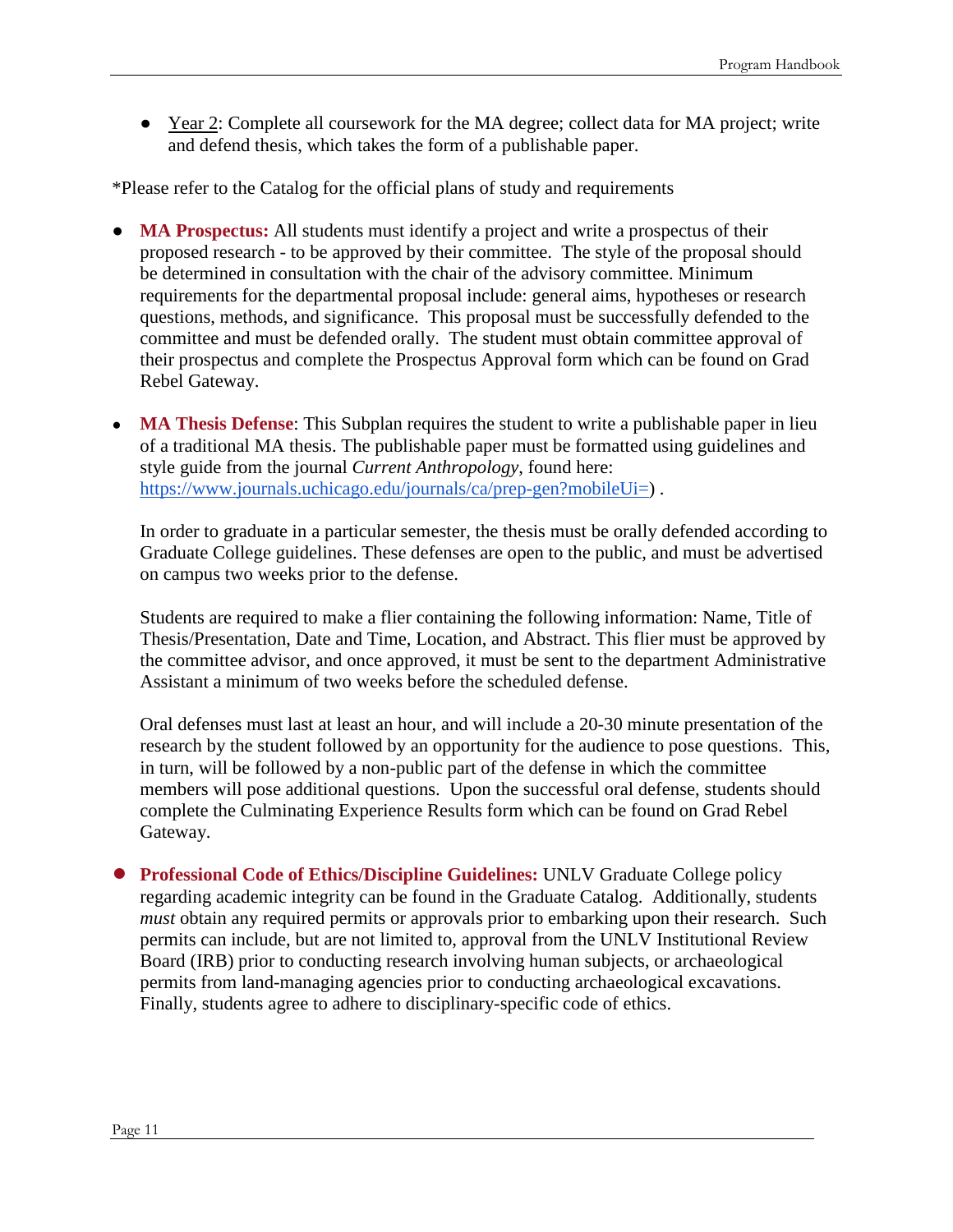- <u>Year 2</u>: Complete all coursework for the MA degree; collect data for MA project; write and defend thesis, which takes the form of a publishable paper.

*Please refer to the Catalog for the official plans of study and requirements

- **MA Prospectus:** All students must identify a project and write a prospectus of their proposed research - to be approved by their committee. The style of the proposal should be determined in consultation with the chair of the advisory committee. Minimum requirements for the departmental proposal include: general aims, hypotheses or research questions, methods, and significance. This proposal must be successfully defended to the committee and must be defended orally. The student must obtain committee approval of their prospectus and complete the Prospectus Approval form which can be found on Grad Rebel Gateway.

- **MA Thesis Defense**: This Subplan requires the student to write a publishable paper in lieu of a traditional MA thesis. The publishable paper must be formatted using guidelines and style guide from the journal *Current Anthropology*, found here: [https://www.journals.uchicago.edu/journals/ca/prep-gen?mobileUi=](https://www.journals.uchicago.edu/journals/ca/prep-gen?mobileUi=)) .

  In order to graduate in a particular semester, the thesis must be orally defended according to Graduate College guidelines. These defenses are open to the public, and must be advertised on campus two weeks prior to the defense.

  Students are required to make a flier containing the following information: Name, Title of Thesis/Presentation, Date and Time, Location, and Abstract. This flier must be approved by the committee advisor, and once approved, it must be sent to the department Administrative Assistant a minimum of two weeks before the scheduled defense.

  Oral defenses must last at least an hour, and will include a 20-30 minute presentation of the research by the student followed by an opportunity for the audience to pose questions. This, in turn, will be followed by a non-public part of the defense in which the committee members will pose additional questions. Upon the successful oral defense, students should complete the Culminating Experience Results form which can be found on Grad Rebel Gateway.

- **Professional Code of Ethics/Discipline Guidelines:** UNLV Graduate College policy regarding academic integrity can be found in the Graduate Catalog. Additionally, students *must* obtain any required permits or approvals prior to embarking upon their research. Such permits can include, but are not limited to, approval from the UNLV Institutional Review Board (IRB) prior to conducting research involving human subjects, or archaeological permits from land-managing agencies prior to conducting archaeological excavations. Finally, students agree to adhere to disciplinary-specific code of ethics.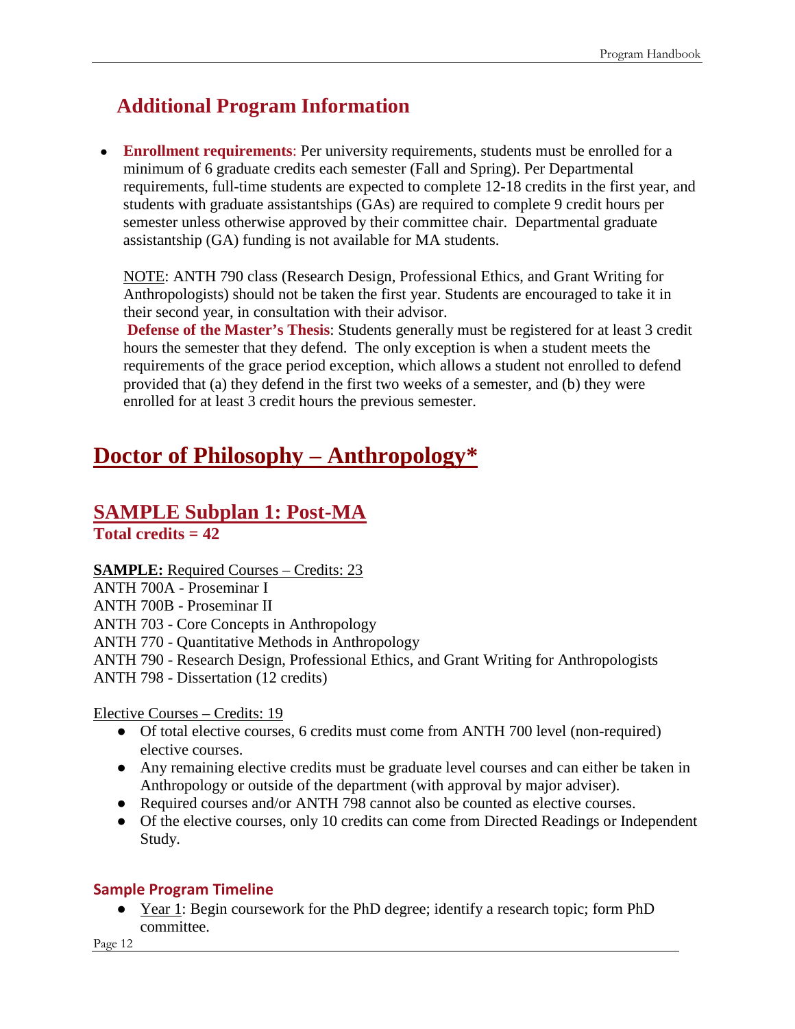## Additional Program Information

- **Enrollment requirements**: Per university requirements, students must be enrolled for a minimum of 6 graduate credits each semester (Fall and Spring). Per Departmental requirements, full-time students are expected to complete 12-18 credits in the first year, and students with graduate assistantships (GAs) are required to complete 9 credit hours per semester unless otherwise approved by their committee chair. Departmental graduate assistantship (GA) funding is not available for MA students.

  NOTE: ANTH 790 class (Research Design, Professional Ethics, and Grant Writing for Anthropologists) should not be taken the first year. Students are encouraged to take it in their second year, in consultation with their advisor.

  **Defense of the Master's Thesis**: Students generally must be registered for at least 3 credit hours the semester that they defend. The only exception is when a student meets the requirements of the grace period exception, which allows a student not enrolled to defend provided that (a) they defend in the first two weeks of a semester, and (b) they were enrolled for at least 3 credit hours the previous semester.

# Doctor of Philosophy – Anthropology*

## SAMPLE Subplan 1: Post-MA

**Total credits = 42**

**SAMPLE:** Required Courses – Credits: 23

ANTH 700A - Proseminar I
ANTH 700B - Proseminar II
ANTH 703 - Core Concepts in Anthropology
ANTH 770 - Quantitative Methods in Anthropology
ANTH 790 - Research Design, Professional Ethics, and Grant Writing for Anthropologists
ANTH 798 - Dissertation (12 credits)

Elective Courses – Credits: 19

- Of total elective courses, 6 credits must come from ANTH 700 level (non-required) elective courses.
- Any remaining elective credits must be graduate level courses and can either be taken in Anthropology or outside of the department (with approval by major adviser).
- Required courses and/or ANTH 798 cannot also be counted as elective courses.
- Of the elective courses, only 10 credits can come from Directed Readings or Independent Study.

### Sample Program Timeline

- Year 1: Begin coursework for the PhD degree; identify a research topic; form PhD committee.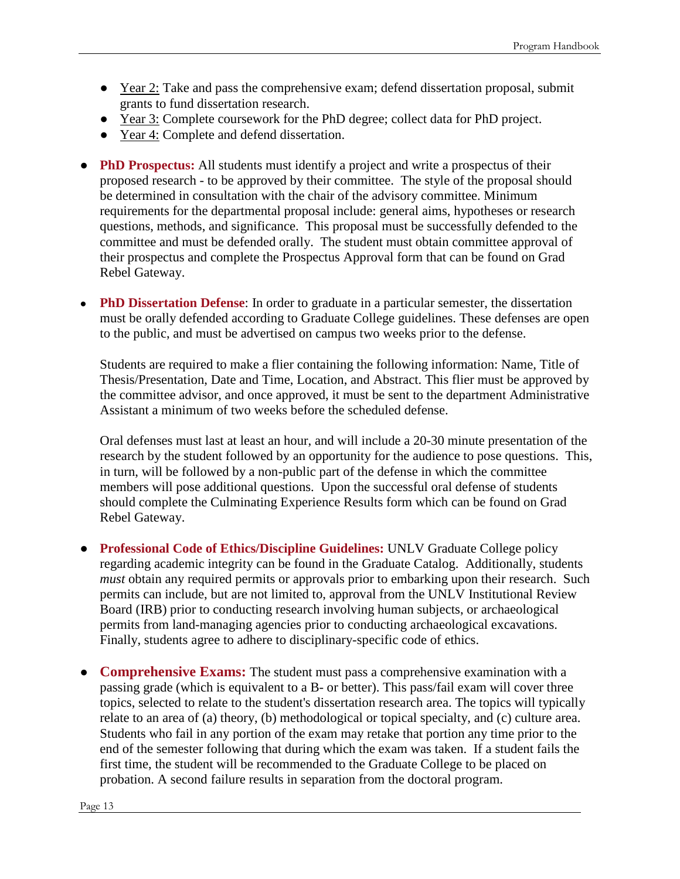- Year 2: Take and pass the comprehensive exam; defend dissertation proposal, submit grants to fund dissertation research.
- Year 3: Complete coursework for the PhD degree; collect data for PhD project.
- Year 4: Complete and defend dissertation.

- **PhD Prospectus:** All students must identify a project and write a prospectus of their proposed research - to be approved by their committee. The style of the proposal should be determined in consultation with the chair of the advisory committee. Minimum requirements for the departmental proposal include: general aims, hypotheses or research questions, methods, and significance. This proposal must be successfully defended to the committee and must be defended orally. The student must obtain committee approval of their prospectus and complete the Prospectus Approval form that can be found on Grad Rebel Gateway.

- **PhD Dissertation Defense**: In order to graduate in a particular semester, the dissertation must be orally defended according to Graduate College guidelines. These defenses are open to the public, and must be advertised on campus two weeks prior to the defense.

  Students are required to make a flier containing the following information: Name, Title of Thesis/Presentation, Date and Time, Location, and Abstract. This flier must be approved by the committee advisor, and once approved, it must be sent to the department Administrative Assistant a minimum of two weeks before the scheduled defense.

  Oral defenses must last at least an hour, and will include a 20-30 minute presentation of the research by the student followed by an opportunity for the audience to pose questions. This, in turn, will be followed by a non-public part of the defense in which the committee members will pose additional questions. Upon the successful oral defense of students should complete the Culminating Experience Results form which can be found on Grad Rebel Gateway.

- **Professional Code of Ethics/Discipline Guidelines:** UNLV Graduate College policy regarding academic integrity can be found in the Graduate Catalog. Additionally, students *must* obtain any required permits or approvals prior to embarking upon their research. Such permits can include, but are not limited to, approval from the UNLV Institutional Review Board (IRB) prior to conducting research involving human subjects, or archaeological permits from land-managing agencies prior to conducting archaeological excavations. Finally, students agree to adhere to disciplinary-specific code of ethics.

- **Comprehensive Exams:** The student must pass a comprehensive examination with a passing grade (which is equivalent to a B- or better). This pass/fail exam will cover three topics, selected to relate to the student's dissertation research area. The topics will typically relate to an area of (a) theory, (b) methodological or topical specialty, and (c) culture area. Students who fail in any portion of the exam may retake that portion any time prior to the end of the semester following that during which the exam was taken. If a student fails the first time, the student will be recommended to the Graduate College to be placed on probation. A second failure results in separation from the doctoral program.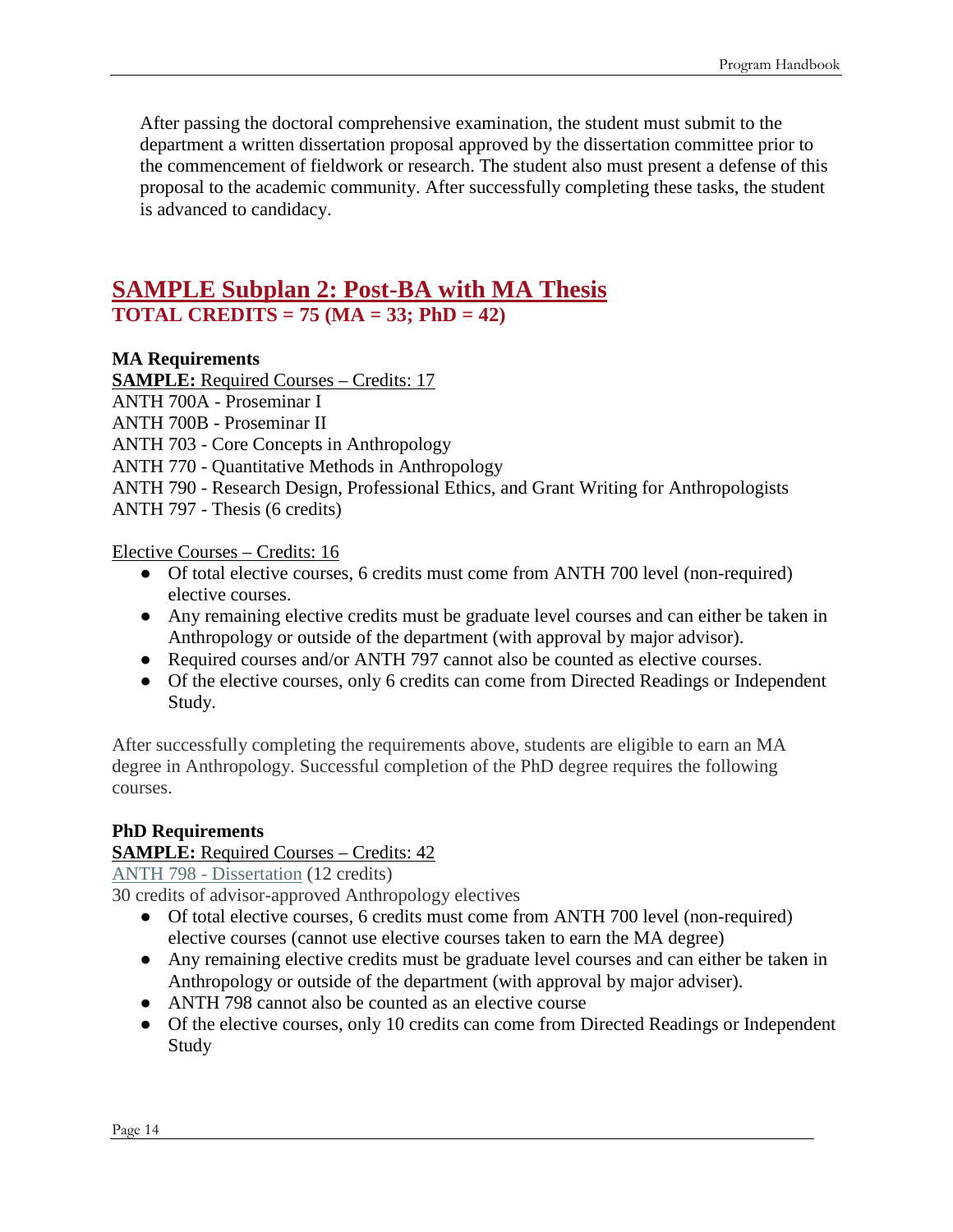After passing the doctoral comprehensive examination, the student must submit to the department a written dissertation proposal approved by the dissertation committee prior to the commencement of fieldwork or research. The student also must present a defense of this proposal to the academic community. After successfully completing these tasks, the student is advanced to candidacy.

## SAMPLE Subplan 2: Post-BA with MA Thesis

**TOTAL CREDITS = 75 (MA = 33; PhD = 42)**

**MA Requirements**

**SAMPLE:** Required Courses – Credits: 17

ANTH 700A - Proseminar I
ANTH 700B - Proseminar II
ANTH 703 - Core Concepts in Anthropology
ANTH 770 - Quantitative Methods in Anthropology
ANTH 790 - Research Design, Professional Ethics, and Grant Writing for Anthropologists
ANTH 797 - Thesis (6 credits)

Elective Courses – Credits: 16

- Of total elective courses, 6 credits must come from ANTH 700 level (non-required) elective courses.
- Any remaining elective credits must be graduate level courses and can either be taken in Anthropology or outside of the department (with approval by major advisor).
- Required courses and/or ANTH 797 cannot also be counted as elective courses.
- Of the elective courses, only 6 credits can come from Directed Readings or Independent Study.

After successfully completing the requirements above, students are eligible to earn an MA degree in Anthropology. Successful completion of the PhD degree requires the following courses.

**PhD Requirements**

**SAMPLE:** Required Courses – Credits: 42

ANTH 798 - Dissertation (12 credits)
30 credits of advisor-approved Anthropology electives

- Of total elective courses, 6 credits must come from ANTH 700 level (non-required) elective courses (cannot use elective courses taken to earn the MA degree)
- Any remaining elective credits must be graduate level courses and can either be taken in Anthropology or outside of the department (with approval by major adviser).
- ANTH 798 cannot also be counted as an elective course
- Of the elective courses, only 10 credits can come from Directed Readings or Independent Study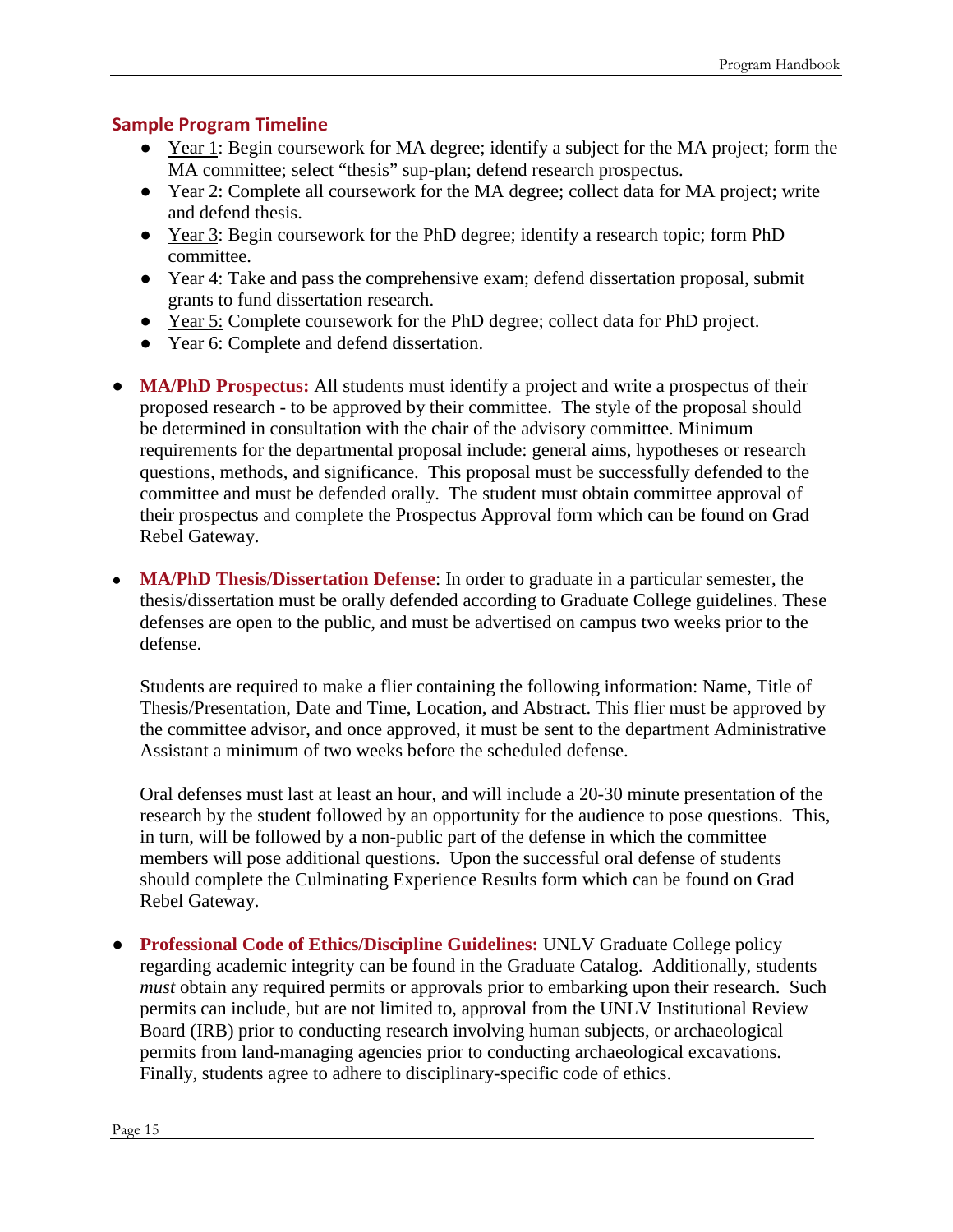## Sample Program Timeline

- Year 1: Begin coursework for MA degree; identify a subject for the MA project; form the MA committee; select "thesis" sup-plan; defend research prospectus.
- Year 2: Complete all coursework for the MA degree; collect data for MA project; write and defend thesis.
- Year 3: Begin coursework for the PhD degree; identify a research topic; form PhD committee.
- Year 4: Take and pass the comprehensive exam; defend dissertation proposal, submit grants to fund dissertation research.
- Year 5: Complete coursework for the PhD degree; collect data for PhD project.
- Year 6: Complete and defend dissertation.

- **MA/PhD Prospectus:** All students must identify a project and write a prospectus of their proposed research - to be approved by their committee. The style of the proposal should be determined in consultation with the chair of the advisory committee. Minimum requirements for the departmental proposal include: general aims, hypotheses or research questions, methods, and significance. This proposal must be successfully defended to the committee and must be defended orally. The student must obtain committee approval of their prospectus and complete the Prospectus Approval form which can be found on Grad Rebel Gateway.

- **MA/PhD Thesis/Dissertation Defense**: In order to graduate in a particular semester, the thesis/dissertation must be orally defended according to Graduate College guidelines. These defenses are open to the public, and must be advertised on campus two weeks prior to the defense.

  Students are required to make a flier containing the following information: Name, Title of Thesis/Presentation, Date and Time, Location, and Abstract. This flier must be approved by the committee advisor, and once approved, it must be sent to the department Administrative Assistant a minimum of two weeks before the scheduled defense.

  Oral defenses must last at least an hour, and will include a 20-30 minute presentation of the research by the student followed by an opportunity for the audience to pose questions. This, in turn, will be followed by a non-public part of the defense in which the committee members will pose additional questions. Upon the successful oral defense of students should complete the Culminating Experience Results form which can be found on Grad Rebel Gateway.

- **Professional Code of Ethics/Discipline Guidelines:** UNLV Graduate College policy regarding academic integrity can be found in the Graduate Catalog. Additionally, students *must* obtain any required permits or approvals prior to embarking upon their research. Such permits can include, but are not limited to, approval from the UNLV Institutional Review Board (IRB) prior to conducting research involving human subjects, or archaeological permits from land-managing agencies prior to conducting archaeological excavations. Finally, students agree to adhere to disciplinary-specific code of ethics.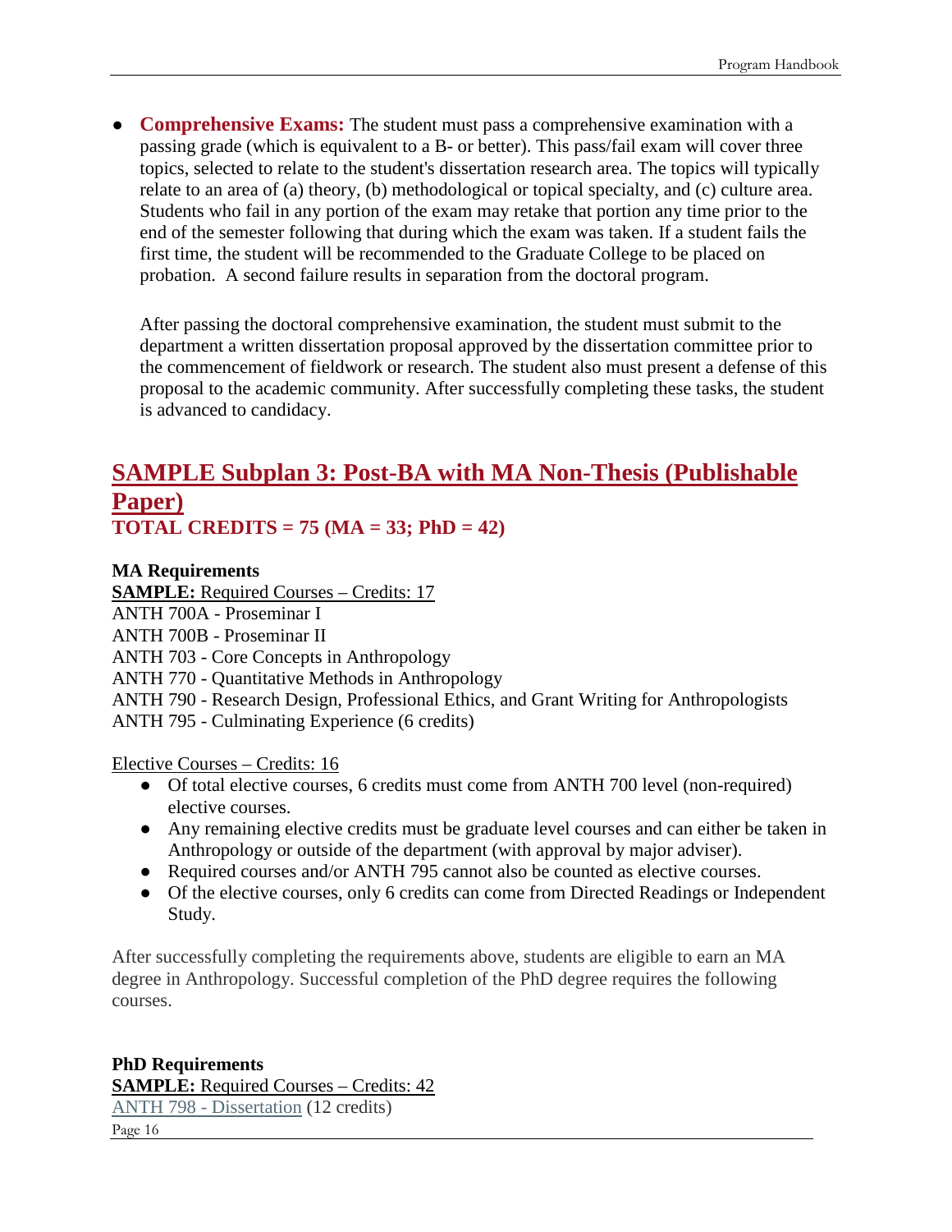- **Comprehensive Exams:** The student must pass a comprehensive examination with a passing grade (which is equivalent to a B- or better). This pass/fail exam will cover three topics, selected to relate to the student's dissertation research area. The topics will typically relate to an area of (a) theory, (b) methodological or topical specialty, and (c) culture area. Students who fail in any portion of the exam may retake that portion any time prior to the end of the semester following that during which the exam was taken. If a student fails the first time, the student will be recommended to the Graduate College to be placed on probation. A second failure results in separation from the doctoral program.

  After passing the doctoral comprehensive examination, the student must submit to the department a written dissertation proposal approved by the dissertation committee prior to the commencement of fieldwork or research. The student also must present a defense of this proposal to the academic community. After successfully completing these tasks, the student is advanced to candidacy.

## SAMPLE Subplan 3: Post-BA with MA Non-Thesis (Publishable Paper)

**TOTAL CREDITS = 75 (MA = 33; PhD = 42)**

**MA Requirements**

**SAMPLE:** Required Courses – Credits: 17

ANTH 700A - Proseminar I
ANTH 700B - Proseminar II
ANTH 703 - Core Concepts in Anthropology
ANTH 770 - Quantitative Methods in Anthropology
ANTH 790 - Research Design, Professional Ethics, and Grant Writing for Anthropologists
ANTH 795 - Culminating Experience (6 credits)

Elective Courses – Credits: 16

- Of total elective courses, 6 credits must come from ANTH 700 level (non-required) elective courses.
- Any remaining elective credits must be graduate level courses and can either be taken in Anthropology or outside of the department (with approval by major adviser).
- Required courses and/or ANTH 795 cannot also be counted as elective courses.
- Of the elective courses, only 6 credits can come from Directed Readings or Independent Study.

After successfully completing the requirements above, students are eligible to earn an MA degree in Anthropology. Successful completion of the PhD degree requires the following courses.

**PhD Requirements**

**SAMPLE:** Required Courses – Credits: 42

ANTH 798 - Dissertation (12 credits)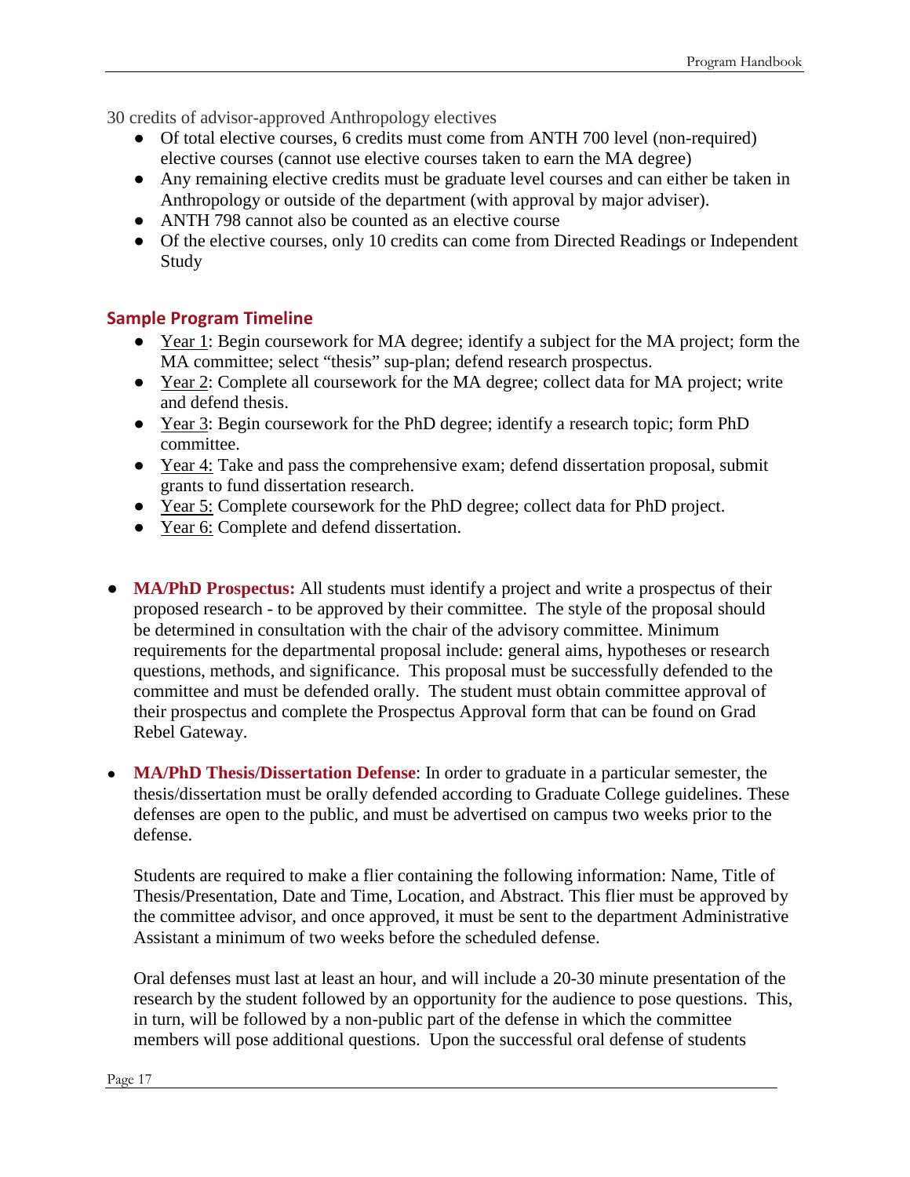30 credits of advisor-approved Anthropology electives

- Of total elective courses, 6 credits must come from ANTH 700 level (non-required) elective courses (cannot use elective courses taken to earn the MA degree)
- Any remaining elective credits must be graduate level courses and can either be taken in Anthropology or outside of the department (with approval by major adviser).
- ANTH 798 cannot also be counted as an elective course
- Of the elective courses, only 10 credits can come from Directed Readings or Independent Study

## Sample Program Timeline

- Year 1: Begin coursework for MA degree; identify a subject for the MA project; form the MA committee; select "thesis" sup-plan; defend research prospectus.
- Year 2: Complete all coursework for the MA degree; collect data for MA project; write and defend thesis.
- Year 3: Begin coursework for the PhD degree; identify a research topic; form PhD committee.
- Year 4: Take and pass the comprehensive exam; defend dissertation proposal, submit grants to fund dissertation research.
- Year 5: Complete coursework for the PhD degree; collect data for PhD project.
- Year 6: Complete and defend dissertation.

- **MA/PhD Prospectus:** All students must identify a project and write a prospectus of their proposed research - to be approved by their committee. The style of the proposal should be determined in consultation with the chair of the advisory committee. Minimum requirements for the departmental proposal include: general aims, hypotheses or research questions, methods, and significance. This proposal must be successfully defended to the committee and must be defended orally. The student must obtain committee approval of their prospectus and complete the Prospectus Approval form that can be found on Grad Rebel Gateway.

- **MA/PhD Thesis/Dissertation Defense**: In order to graduate in a particular semester, the thesis/dissertation must be orally defended according to Graduate College guidelines. These defenses are open to the public, and must be advertised on campus two weeks prior to the defense.

  Students are required to make a flier containing the following information: Name, Title of Thesis/Presentation, Date and Time, Location, and Abstract. This flier must be approved by the committee advisor, and once approved, it must be sent to the department Administrative Assistant a minimum of two weeks before the scheduled defense.

  Oral defenses must last at least an hour, and will include a 20-30 minute presentation of the research by the student followed by an opportunity for the audience to pose questions. This, in turn, will be followed by a non-public part of the defense in which the committee members will pose additional questions. Upon the successful oral defense of students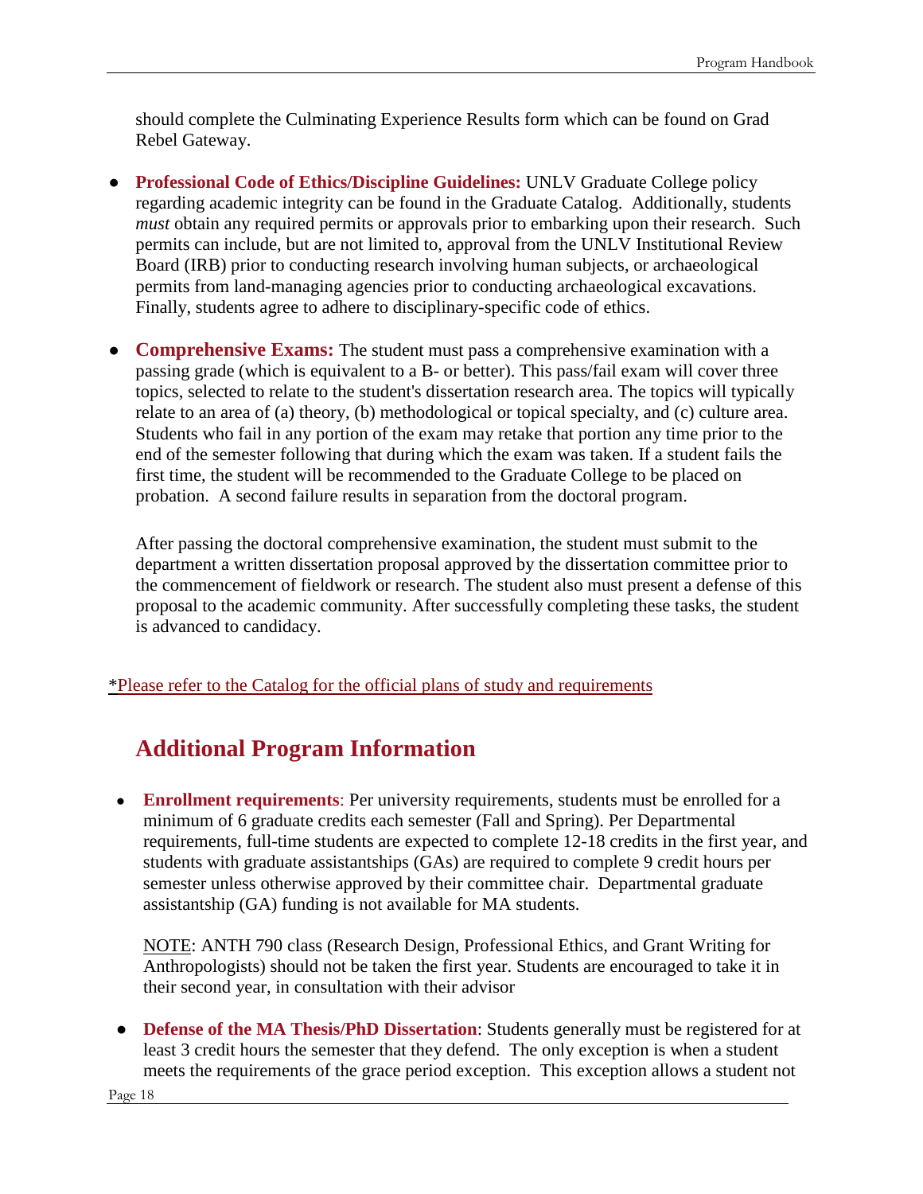should complete the Culminating Experience Results form which can be found on Grad Rebel Gateway.

- **Professional Code of Ethics/Discipline Guidelines:** UNLV Graduate College policy regarding academic integrity can be found in the Graduate Catalog. Additionally, students *must* obtain any required permits or approvals prior to embarking upon their research. Such permits can include, but are not limited to, approval from the UNLV Institutional Review Board (IRB) prior to conducting research involving human subjects, or archaeological permits from land-managing agencies prior to conducting archaeological excavations. Finally, students agree to adhere to disciplinary-specific code of ethics.

- **Comprehensive Exams:** The student must pass a comprehensive examination with a passing grade (which is equivalent to a B- or better). This pass/fail exam will cover three topics, selected to relate to the student's dissertation research area. The topics will typically relate to an area of (a) theory, (b) methodological or topical specialty, and (c) culture area. Students who fail in any portion of the exam may retake that portion any time prior to the end of the semester following that during which the exam was taken. If a student fails the first time, the student will be recommended to the Graduate College to be placed on probation. A second failure results in separation from the doctoral program.

  After passing the doctoral comprehensive examination, the student must submit to the department a written dissertation proposal approved by the dissertation committee prior to the commencement of fieldwork or research. The student also must present a defense of this proposal to the academic community. After successfully completing these tasks, the student is advanced to candidacy.

*Please refer to the Catalog for the official plans of study and requirements

## Additional Program Information

- **Enrollment requirements**: Per university requirements, students must be enrolled for a minimum of 6 graduate credits each semester (Fall and Spring). Per Departmental requirements, full-time students are expected to complete 12-18 credits in the first year, and students with graduate assistantships (GAs) are required to complete 9 credit hours per semester unless otherwise approved by their committee chair. Departmental graduate assistantship (GA) funding is not available for MA students.

  NOTE: ANTH 790 class (Research Design, Professional Ethics, and Grant Writing for Anthropologists) should not be taken the first year. Students are encouraged to take it in their second year, in consultation with their advisor

- **Defense of the MA Thesis/PhD Dissertation**: Students generally must be registered for at least 3 credit hours the semester that they defend. The only exception is when a student meets the requirements of the grace period exception. This exception allows a student not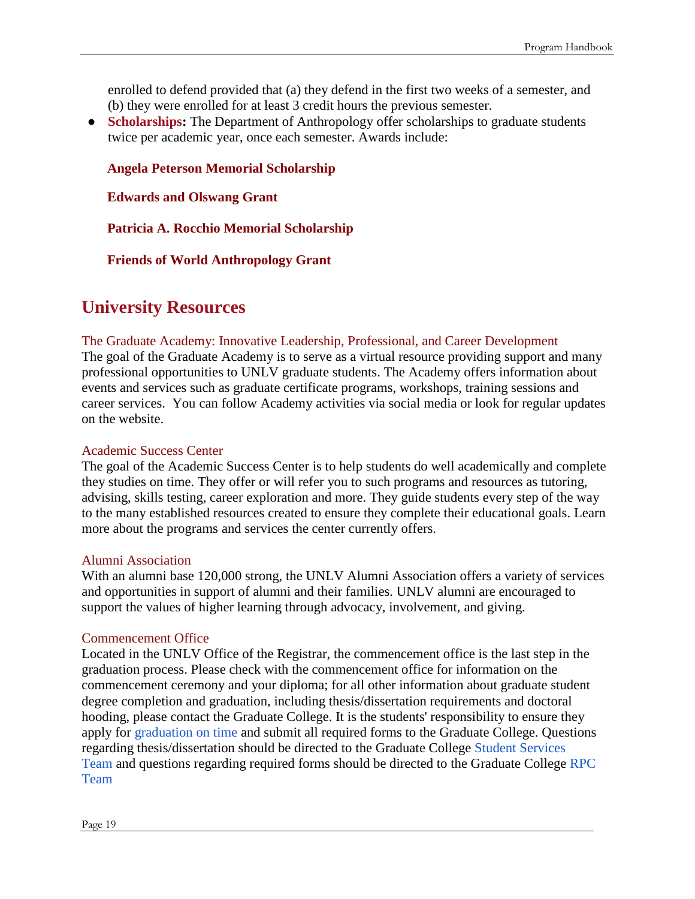enrolled to defend provided that (a) they defend in the first two weeks of a semester, and (b) they were enrolled for at least 3 credit hours the previous semester.

- **Scholarships:** The Department of Anthropology offer scholarships to graduate students twice per academic year, once each semester. Awards include:

  **Angela Peterson Memorial Scholarship**

  **Edwards and Olswang Grant**

  **Patricia A. Rocchio Memorial Scholarship**

  **Friends of World Anthropology Grant**

## University Resources

### The Graduate Academy: Innovative Leadership, Professional, and Career Development

The goal of the Graduate Academy is to serve as a virtual resource providing support and many professional opportunities to UNLV graduate students. The Academy offers information about events and services such as graduate certificate programs, workshops, training sessions and career services. You can follow Academy activities via social media or look for regular updates on the website.

### Academic Success Center

The goal of the Academic Success Center is to help students do well academically and complete they studies on time. They offer or will refer you to such programs and resources as tutoring, advising, skills testing, career exploration and more. They guide students every step of the way to the many established resources created to ensure they complete their educational goals. Learn more about the programs and services the center currently offers.

### Alumni Association

With an alumni base 120,000 strong, the UNLV Alumni Association offers a variety of services and opportunities in support of alumni and their families. UNLV alumni are encouraged to support the values of higher learning through advocacy, involvement, and giving.

### Commencement Office

Located in the UNLV Office of the Registrar, the commencement office is the last step in the graduation process. Please check with the commencement office for information on the commencement ceremony and your diploma; for all other information about graduate student degree completion and graduation, including thesis/dissertation requirements and doctoral hooding, please contact the Graduate College. It is the students' responsibility to ensure they apply for graduation on time and submit all required forms to the Graduate College. Questions regarding thesis/dissertation should be directed to the Graduate College Student Services Team and questions regarding required forms should be directed to the Graduate College RPC Team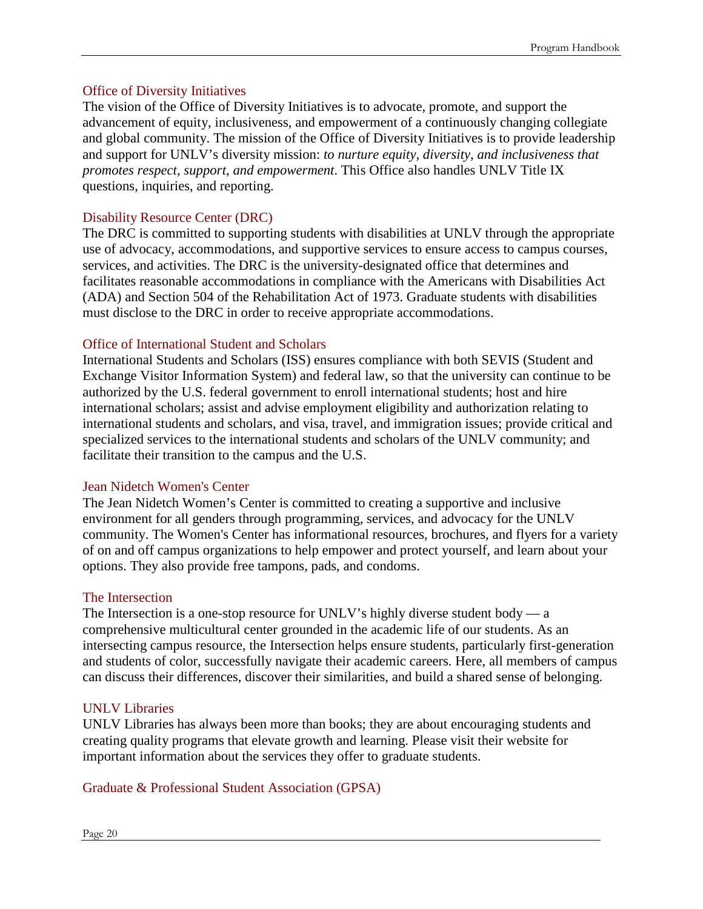### Office of Diversity Initiatives

The vision of the Office of Diversity Initiatives is to advocate, promote, and support the advancement of equity, inclusiveness, and empowerment of a continuously changing collegiate and global community. The mission of the Office of Diversity Initiatives is to provide leadership and support for UNLV's diversity mission: *to nurture equity, diversity, and inclusiveness that promotes respect, support, and empowerment*. This Office also handles UNLV Title IX questions, inquiries, and reporting.

### Disability Resource Center (DRC)

The DRC is committed to supporting students with disabilities at UNLV through the appropriate use of advocacy, accommodations, and supportive services to ensure access to campus courses, services, and activities. The DRC is the university-designated office that determines and facilitates reasonable accommodations in compliance with the Americans with Disabilities Act (ADA) and Section 504 of the Rehabilitation Act of 1973. Graduate students with disabilities must disclose to the DRC in order to receive appropriate accommodations.

### Office of International Student and Scholars

International Students and Scholars (ISS) ensures compliance with both SEVIS (Student and Exchange Visitor Information System) and federal law, so that the university can continue to be authorized by the U.S. federal government to enroll international students; host and hire international scholars; assist and advise employment eligibility and authorization relating to international students and scholars, and visa, travel, and immigration issues; provide critical and specialized services to the international students and scholars of the UNLV community; and facilitate their transition to the campus and the U.S.

### Jean Nidetch Women's Center

The Jean Nidetch Women's Center is committed to creating a supportive and inclusive environment for all genders through programming, services, and advocacy for the UNLV community. The Women's Center has informational resources, brochures, and flyers for a variety of on and off campus organizations to help empower and protect yourself, and learn about your options. They also provide free tampons, pads, and condoms.

### The Intersection

The Intersection is a one-stop resource for UNLV's highly diverse student body — a comprehensive multicultural center grounded in the academic life of our students. As an intersecting campus resource, the Intersection helps ensure students, particularly first-generation and students of color, successfully navigate their academic careers. Here, all members of campus can discuss their differences, discover their similarities, and build a shared sense of belonging.

### UNLV Libraries

UNLV Libraries has always been more than books; they are about encouraging students and creating quality programs that elevate growth and learning. Please visit their website for important information about the services they offer to graduate students.

### Graduate & Professional Student Association (GPSA)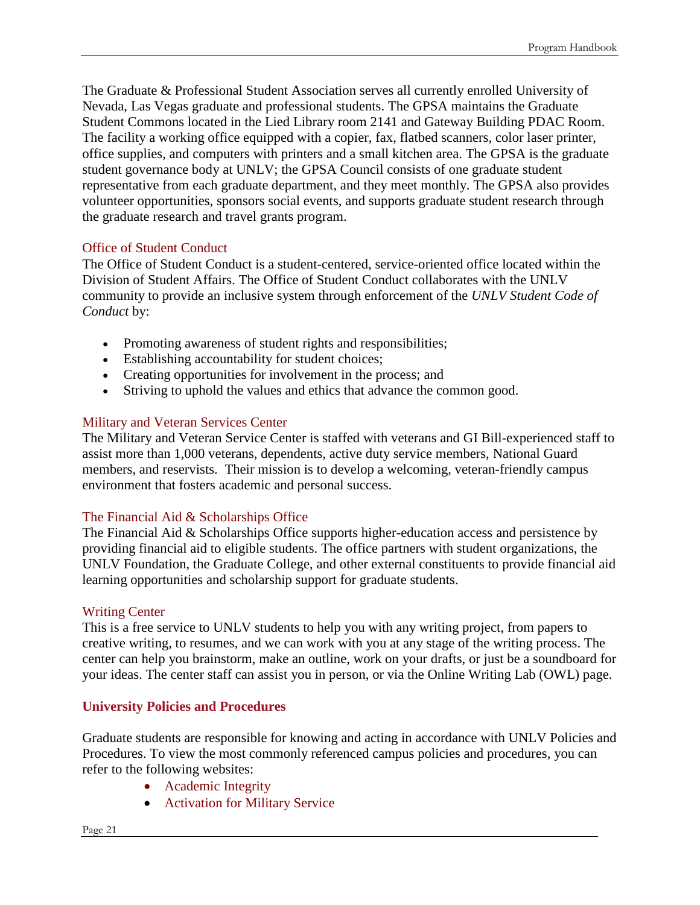The Graduate & Professional Student Association serves all currently enrolled University of Nevada, Las Vegas graduate and professional students. The GPSA maintains the Graduate Student Commons located in the Lied Library room 2141 and Gateway Building PDAC Room. The facility a working office equipped with a copier, fax, flatbed scanners, color laser printer, office supplies, and computers with printers and a small kitchen area. The GPSA is the graduate student governance body at UNLV; the GPSA Council consists of one graduate student representative from each graduate department, and they meet monthly. The GPSA also provides volunteer opportunities, sponsors social events, and supports graduate student research through the graduate research and travel grants program.

### Office of Student Conduct

The Office of Student Conduct is a student-centered, service-oriented office located within the Division of Student Affairs. The Office of Student Conduct collaborates with the UNLV community to provide an inclusive system through enforcement of the *UNLV Student Code of Conduct* by:

- Promoting awareness of student rights and responsibilities;
- Establishing accountability for student choices;
- Creating opportunities for involvement in the process; and
- Striving to uphold the values and ethics that advance the common good.

### Military and Veteran Services Center

The Military and Veteran Service Center is staffed with veterans and GI Bill-experienced staff to assist more than 1,000 veterans, dependents, active duty service members, National Guard members, and reservists.  Their mission is to develop a welcoming, veteran-friendly campus environment that fosters academic and personal success.

### The Financial Aid & Scholarships Office

The Financial Aid & Scholarships Office supports higher-education access and persistence by providing financial aid to eligible students. The office partners with student organizations, the UNLV Foundation, the Graduate College, and other external constituents to provide financial aid learning opportunities and scholarship support for graduate students.

### Writing Center

This is a free service to UNLV students to help you with any writing project, from papers to creative writing, to resumes, and we can work with you at any stage of the writing process. The center can help you brainstorm, make an outline, work on your drafts, or just be a soundboard for your ideas. The center staff can assist you in person, or via the Online Writing Lab (OWL) page.

## University Policies and Procedures

Graduate students are responsible for knowing and acting in accordance with UNLV Policies and Procedures. To view the most commonly referenced campus policies and procedures, you can refer to the following websites:

- Academic Integrity
- Activation for Military Service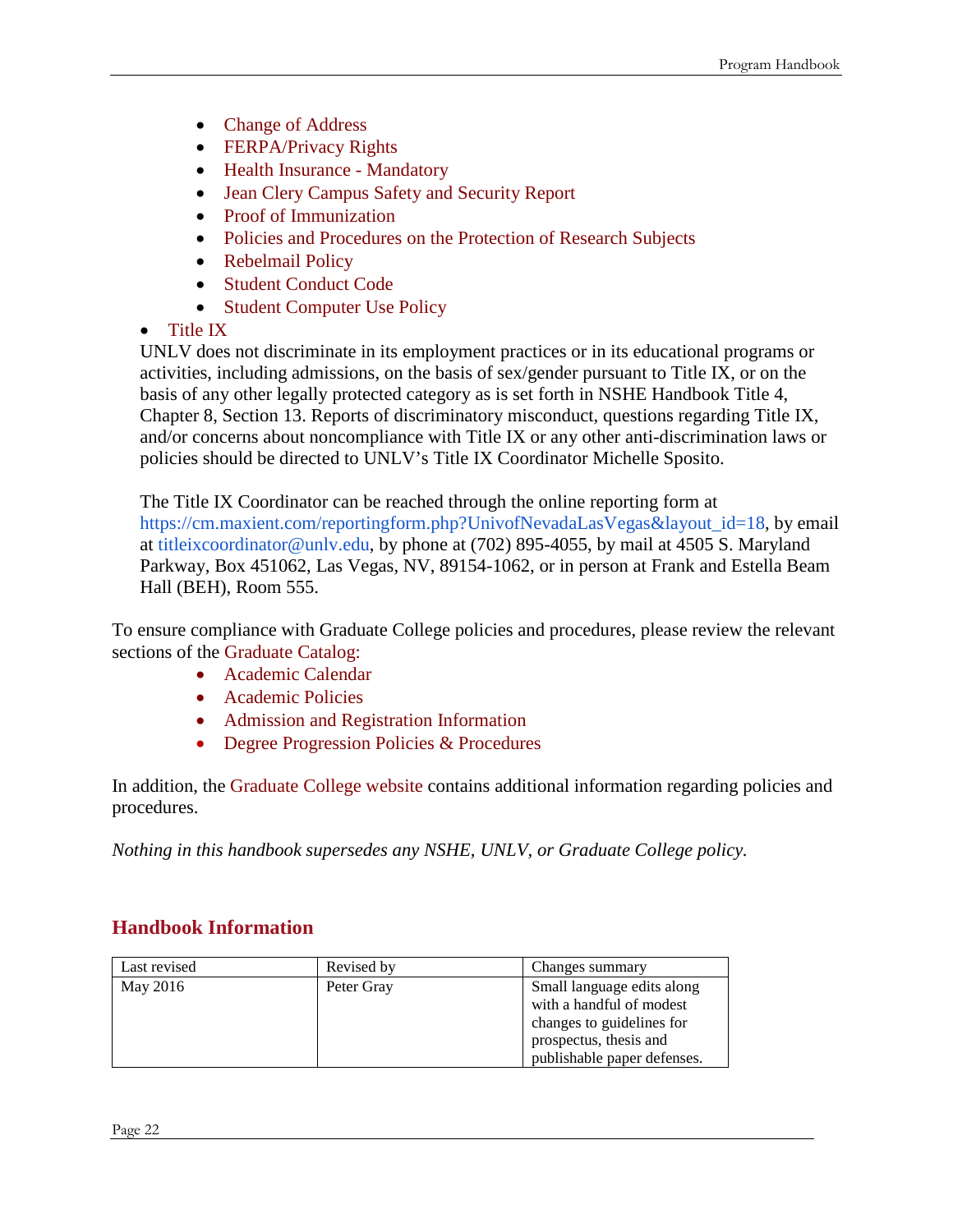- Change of Address
- FERPA/Privacy Rights
- Health Insurance - Mandatory
- Jean Clery Campus Safety and Security Report
- Proof of Immunization
- Policies and Procedures on the Protection of Research Subjects
- Rebelmail Policy
- Student Conduct Code
- Student Computer Use Policy

- Title IX

UNLV does not discriminate in its employment practices or in its educational programs or activities, including admissions, on the basis of sex/gender pursuant to Title IX, or on the basis of any other legally protected category as is set forth in NSHE Handbook Title 4, Chapter 8, Section 13. Reports of discriminatory misconduct, questions regarding Title IX, and/or concerns about noncompliance with Title IX or any other anti-discrimination laws or policies should be directed to UNLV's Title IX Coordinator Michelle Sposito.

The Title IX Coordinator can be reached through the online reporting form at https://cm.maxient.com/reportingform.php?UnivofNevadaLasVegas&layout_id=18, by email at titleixcoordinator@unlv.edu, by phone at (702) 895-4055, by mail at 4505 S. Maryland Parkway, Box 451062, Las Vegas, NV, 89154-1062, or in person at Frank and Estella Beam Hall (BEH), Room 555.

To ensure compliance with Graduate College policies and procedures, please review the relevant sections of the Graduate Catalog:

- Academic Calendar
- Academic Policies
- Admission and Registration Information
- Degree Progression Policies & Procedures

In addition, the Graduate College website contains additional information regarding policies and procedures.

*Nothing in this handbook supersedes any NSHE, UNLV, or Graduate College policy.*

## Handbook Information

| Last revised | Revised by | Changes summary |
|---|---|---|
| May 2016 | Peter Gray | Small language edits along with a handful of modest changes to guidelines for prospectus, thesis and publishable paper defenses. |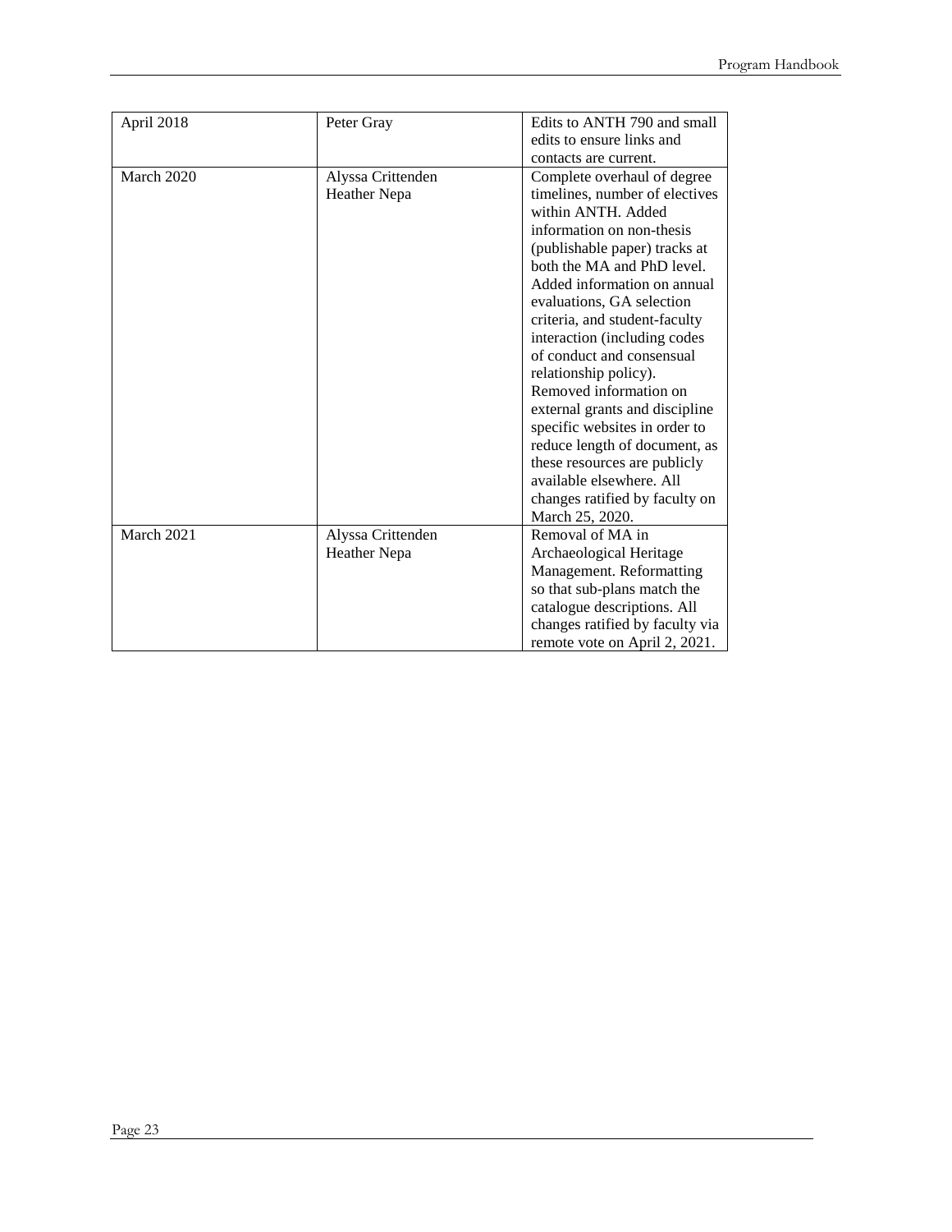| | | |
|---|---|---|
| April 2018 | Peter Gray | Edits to ANTH 790 and small edits to ensure links and contacts are current. |
| March 2020 | Alyssa Crittenden<br>Heather Nepa | Complete overhaul of degree timelines, number of electives within ANTH. Added information on non-thesis (publishable paper) tracks at both the MA and PhD level. Added information on annual evaluations, GA selection criteria, and student-faculty interaction (including codes of conduct and consensual relationship policy). Removed information on external grants and discipline specific websites in order to reduce length of document, as these resources are publicly available elsewhere. All changes ratified by faculty on March 25, 2020. |
| March 2021 | Alyssa Crittenden<br>Heather Nepa | Removal of MA in Archaeological Heritage Management. Reformatting so that sub-plans match the catalogue descriptions. All changes ratified by faculty via remote vote on April 2, 2021. |